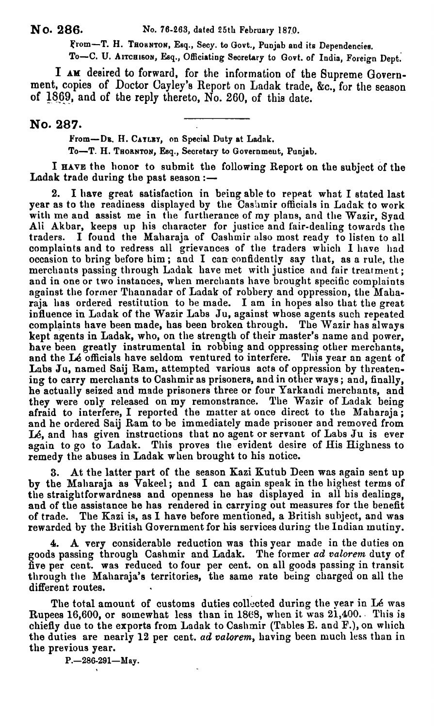## No. 286.

No. 76-263, dated 25th February 1870.

From—T. H. THORNTON, Esq., Secy. to Govt., Punjab and its Dependencies.

To—C. U. AITCHISON, Esq., Officiating Secretary to Govt. of India, Foreign Dept.

I AM desired to forward, for the information of the Supreme Government, copies of Doctor Cayley's Report on Ladak trade, &c., for the season of 1869, and of the reply thereto, No. 260, of this date.

## No. 287.

From—DR. H. CAYLEY, on Special Duty at Ladak.

To—T. H. THORNTON, Esq., Secretary to Government, Punjab.

I HAVE the honor to submit the following Report on the subject of the Ladak trade during the past season:—

2. I have great satisfaction in being able to repeat what I stated last year as to the readiness displayed by the Cashmir officials in Ladak to work with me and assist me in the furtherance of my plans, and the Wazir, Syad Ali Akbar, keeps up his character for justice and fair-dealing towards the traders. I found the Maharaja of Cashmir also most ready to listen to all complaints and to redress all grievances of the traders which I have had occasion to bring before him; and I can confidently say that, as a rule, the merchants passing through Ladak have met with justice and fair treatment; and in one or two instances, when merchants have brought specific complaints against the former Thannadar of Ladak of robbery and oppression, the Maharaja has ordered restitution to be made. I am in hopes also that the great influence in Ladak of the Wazir Labs Ju, against whose agents such repeated complaints have been made, has been broken through. The Wazir has always kept agents in Ladak, who, on the strength of their master's name and power, have been greatly instrumental in robbing and oppressing other merchants, and the Lé officials have seldom ventured to interfere. This year an agent of Labs Ju, named Saij Ram, attempted various acts of oppression by threatening to carry merchants to Cashmir as prisoners, and in other ways; and, finally, he actually seized and made prisoners three or four Yarkandi merchants, and they were only released on my remonstrance. The Wazir of Ladak being afraid to interfere, I reported the matter at once direct to the Maharaja; and he ordered Saij Ram to be immediately made prisoner and removed from Lé, and has given instructions that no agent or servant of Labs Ju is ever again to go to Ladak. This proves the evident desire of His Highness to remedy the abuses in Ladak when brought to his notice.

3. At the latter part of the season Kazi Kutub Deen was again sent up by the Maharaja as Vakeel; and I can again speak in the highest terms of the straightforwardness and openness he has displayed in all his dealings, and of the assistance he has rendered in carrying out measures for the benefit of trade. The Kazi is, as I have before mentioned, a British subject, and was rewarded by the British Government for his services during the Indian mutiny.

4. A very considerable reduction was this year made in the duties on goods passing through Cashmir and Ladak. The former *ad valorem* duty of five per cent. was reduced to four per cent. on all goods passing in transit through the Maharaja's territories, the same rate being charged on all the different routes.

The total amount of customs duties collected during the year in Lé was Rupees 16,600, or somewhat less than in 1868, when it was 21,400. This is chiefly due to the exports from Ladak to Cashmir (Tables E. and F.), on which the duties are nearly 12 per cent. *ad valorem*, having been much less than in the previous year.

P.—286-291—May.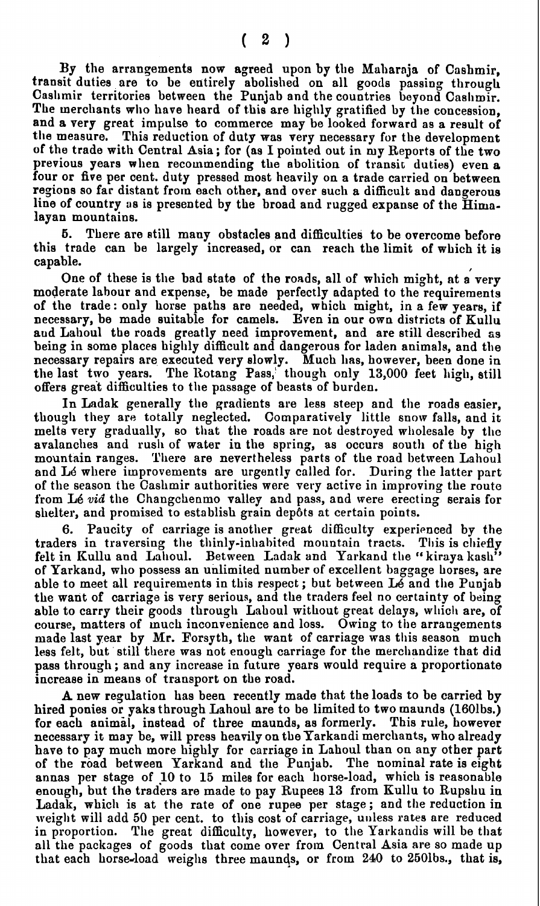By the arrangements now agreed upon by the Maharaja of Cashmir, transit duties are to be entirely abolished on all goods passing through Cashmir territories between the Punjab and the countries beyond Cashmir. The merchants who have heard of this are highly gratified by the concession, and a very great impulse to commerce may be looked forward as a result of the measure. This reduction of duty was very necessary for the development of the trade with Central Asia; for (as I pointed out in my Reports of the two previous years when recommending the abolition of transit duties) even a four or five per cent. duty pressed most heavily on a trade carried on between regions so far distant from each other, and over such a difficult and dangerous line of country as is presented by the broad and rugged expanse of the Himalayan mountains.

5. There are still many obstacles and difficulties to be overcome before this trade can be largely increased, or can reach the limit of which it is capable.

One of these is the bad state of the roads, all of which might, at a very moderate labour and expense, be made perfectly adapted to the requirements of the trade: only horse paths are needed, which might, in a few years, if necessary, be made suitable for camels. Even in our own districts of Kullu and Lahoul the roads greatly need improvement, and are still described as being in some places highly difficult and dangerous for laden animals, and the necessary repairs are executed very slowly. Much has, however, been done in the last two years. The Rotang Pass, though only 13,000 feet high, still offers great difficulties to the passage of beasts of burden.

In Ladak generally the gradients are less steep and the roads easier, though they are totally neglected. Comparatively little snow falls, and it melts very gradually, so that the roads are not destroyed wholesale by the avalanches and rush of water in the spring, as occurs south of the high mountain ranges. There are nevertheless parts of the road between Lahoul and Lé where improvements are urgently called for. During the latter part of the season the Cashmir authorities were very active in improving the route from Lé *viâ* the Changchenmo valley and pass, and were erecting serais for shelter, and promised to establish grain depôts at certain points.

6. Paucity of carriage is another great difficulty experienced by the traders in traversing the thinly-inhabited mountain tracts. This is chiefly felt in Kullu and Lahoul. Between Ladak and Yarkand the "kiraya kash" of Yarkand, who possess an unlimited number of excellent baggage horses, are able to meet all requirements in this respect; but between Lé and the Punjab the want of carriage is very serious, and the traders feel no certainty of being able to carry their goods through Lahoul without great delays, which are, of course, matters of much inconvenience and loss. Owing to the arrangements made last year by Mr. Forsyth, the want of carriage was this season much less felt, but still there was not enough carriage for the merchandize that did pass through; and any increase in future years would require a proportionate increase in means of transport on the road.

A new regulation has been recently made that the loads to be carried by hired ponies or yaks through Lahoul are to be limited to two maunds (160lbs.) for each animal, instead of three maunds, as formerly. This rule, however necessary it may be, will press heavily on the Yarkandi merchants, who already have to pay much more highly for carriage in Lahoul than on any other part of the road between Yarkand and the Punjab. The nominal rate is eight annas per stage of 10 to 15 miles for each horse-load, which is reasonable enough, but the traders are made to pay Rupees 13 from Kullu to Rupshu in Ladak, which is at the rate of one rupee per stage; and the reduction in weight will add 50 per cent. to this cost of carriage, unless rates are reduced in proportion. The great difficulty, however, to the Yarkandis will be that all the packages of goods that come over from Central Asia are so made up that each horse-load weighs three maunds, or from 240 to 250lbs., that is,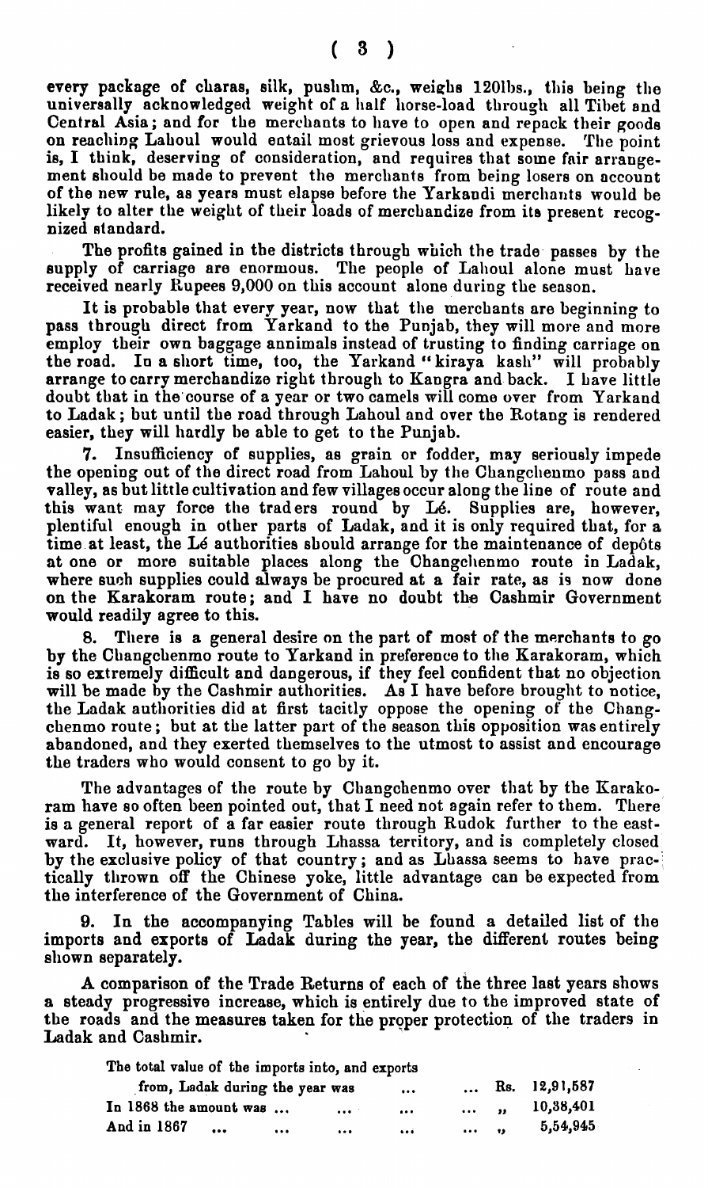every package of charas, silk, pushm, &c., weighs 120lbs., this being the universally acknowledged weight of a half horse-load through all Tibet and Central Asia; and for the merchants to have to open and repack their goods on reaching Lahoul would entail most grievous loss and expense. The point is, I think, deserving of consideration, and requires that some fair arrangement should be made to prevent the merchants from being losers on account of the new rule, as years must elapse before the Yarkandi merchants would be likely to alter the weight of their loads of merchandize from its present recognized standard.

The profits gained in the districts through which the trade passes by the supply of carriage are enormous. The people of Lahoul alone must have received nearly Rupees 9,000 on this account alone during the season.

It is probable that every year, now that the merchants are beginning to pass through direct from Yarkand to the Punjab, they will more and more employ their own baggage annimals instead of trusting to finding carriage on the road. In a short time, too, the Yarkand "kiraya kash" will probably arrange to carry merchandize right through to Kangra and back. I have little doubt that in the course of a year or two camels will come over from Yarkand to Ladak; but until the road through Lahoul and over the Rotang is rendered easier, they will hardly be able to get to the Punjab.

7. Insufficiency of supplies, as grain or fodder, may seriously impede the opening out of the direct road from Lahoul by the Changchenmo pass and valley, as but little cultivation and few villages occur along the line of route and this want may force the traders round by Lé. Supplies are, however, plentiful enough in other parts of Ladak, and it is only required that, for a time at least, the Lé authorities should arrange for the maintenance of depôts at one or more suitable places along the Changchenmo route in Ladak, where such supplies could always be procured at a fair rate, as is now done on the Karakoram route; and I have no doubt the Cashmir Government would readily agree to this.

8. There is a general desire on the part of most of the merchants to go by the Changchenmo route to Yarkand in preference to the Karakoram, which is so extremely difficult and dangerous, if they feel confident that no objection will be made by the Cashmir authorities. As I have before brought to notice, the Ladak authorities did at first tacitly oppose the opening of the Changchenmo route; but at the latter part of the season this opposition was entirely abandoned, and they exerted themselves to the utmost to assist and encourage the traders who would consent to go by it.

The advantages of the route by Changchenmo over that by the Karakoram have so often been pointed out, that I need not again refer to them. There is a general report of a far easier route through Rudok further to the eastward. It, however, runs through Lhassa territory, and is completely closed by the exclusive policy of that country; and as Lhassa seems to have practically thrown off the Chinese yoke, little advantage can be expected from the interference of the Government of China.

9. In the accompanying Tables will be found a detailed list of the imports and exports of Ladak during the year, the different routes being shown separately.

A comparison of the Trade Returns of each of the three last years shows a steady progressive increase, which is entirely due to the improved state of the roads and the measures taken for the proper protection of the traders in Ladak and Cashmir.

| | | |
|---|---|---|
| The total value of the imports into, and exports from, Ladak during the year was ... ... | Rs. | 12,91,587 |
| In 1868 the amount was ... ... ... ... | " | 10,38,401 |
| And in 1867 ... ... ... ... ... | " | 5,54,945 |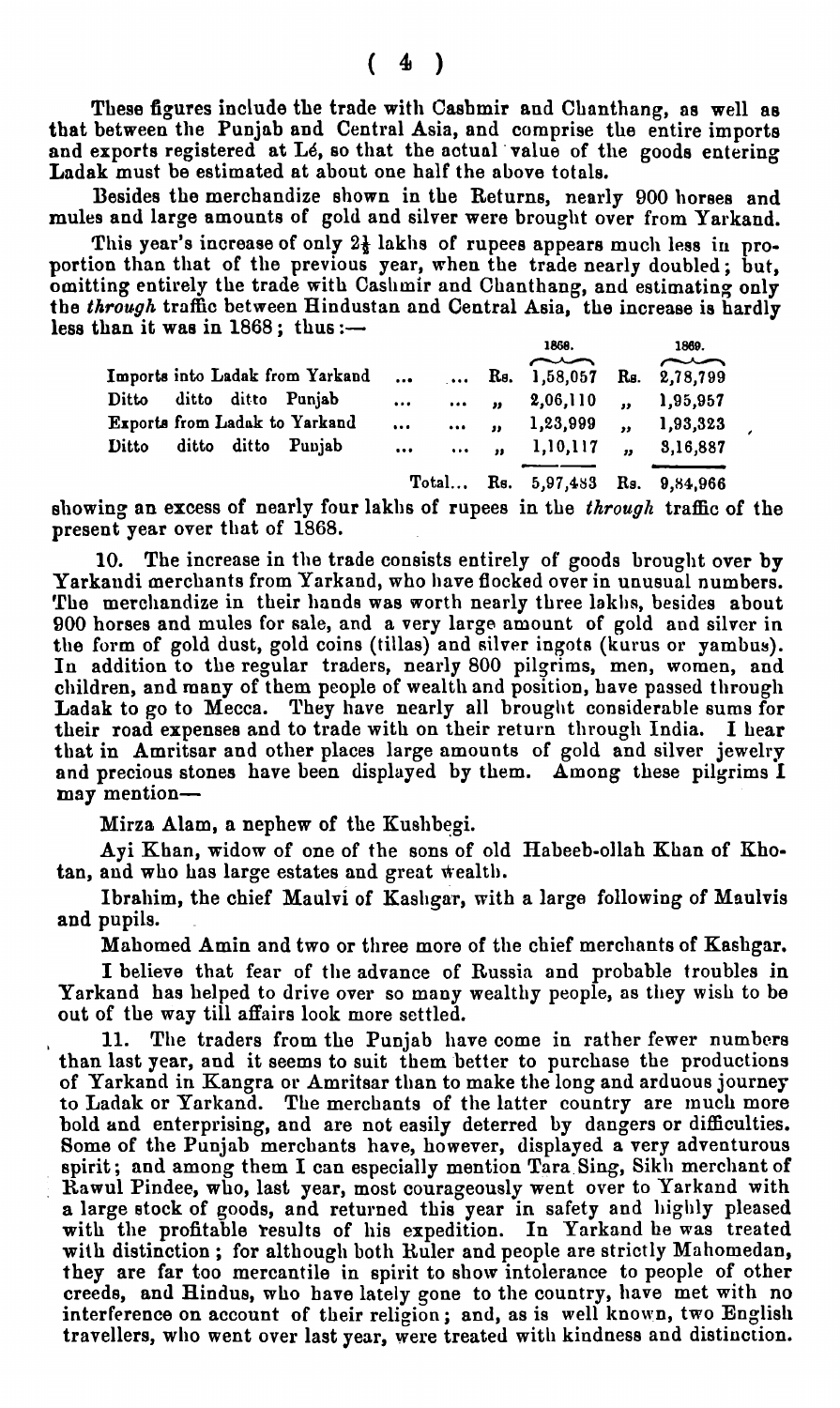These figures include the trade with Cashmir and Chanthang, as well as that between the Punjab and Central Asia, and comprise the entire imports and exports registered at Lé, so that the actual value of the goods entering Ladak must be estimated at about one half the above totals.

Besides the merchandize shown in the Returns, nearly 900 horses and mules and large amounts of gold and silver were brought over from Yarkand.

This year's increase of only 2½ lakhs of rupees appears much less in proportion than that of the previous year, when the trade nearly doubled; but, omitting entirely the trade with Cashmir and Chanthang, and estimating only the *through* traffic between Hindustan and Central Asia, the increase is hardly less than it was in 1868; thus:—

| | 1868. | 1869. |
|---|---|---|
| Imports into Ladak from Yarkand ... ... | Rs. 1,58,057 | Rs. 2,78,799 |
| Ditto ditto ditto Punjab ... ... | „ 2,06,110 | „ 1,95,957 |
| Exports from Ladak to Yarkand ... ... | „ 1,23,999 | „ 1,93,323 |
| Ditto ditto ditto Punjab ... ... | „ 1,10,117 | „ 3,16,887 |
| Total... | Rs. 5,97,483 | Rs. 9,84,966 |

showing an excess of nearly four lakhs of rupees in the *through* traffic of the present year over that of 1868.

10. The increase in the trade consists entirely of goods brought over by Yarkandi merchants from Yarkand, who have flocked over in unusual numbers. The merchandize in their hands was worth nearly three lakhs, besides about 900 horses and mules for sale, and a very large amount of gold and silver in the form of gold dust, gold coins (tillas) and silver ingots (kurus or yambus). In addition to the regular traders, nearly 800 pilgrims, men, women, and children, and many of them people of wealth and position, have passed through Ladak to go to Mecca. They have nearly all brought considerable sums for their road expenses and to trade with on their return through India. I hear that in Amritsar and other places large amounts of gold and silver jewelry and precious stones have been displayed by them. Among these pilgrims I may mention—

Mirza Alam, a nephew of the Kushbegi.

Ayi Khan, widow of one of the sons of old Habeeb-ollah Khan of Khotan, and who has large estates and great wealth.

Ibrahim, the chief Maulvi of Kashgar, with a large following of Maulvis and pupils.

Mahomed Amin and two or three more of the chief merchants of Kashgar.

I believe that fear of the advance of Russia and probable troubles in Yarkand has helped to drive over so many wealthy people, as they wish to be out of the way till affairs look more settled.

11. The traders from the Punjab have come in rather fewer numbers than last year, and it seems to suit them better to purchase the productions of Yarkand in Kangra or Amritsar than to make the long and arduous journey to Ladak or Yarkand. The merchants of the latter country are much more bold and enterprising, and are not easily deterred by dangers or difficulties. Some of the Punjab merchants have, however, displayed a very adventurous spirit; and among them I can especially mention Tara Sing, Sikh merchant of Rawul Pindee, who, last year, most courageously went over to Yarkand with a large stock of goods, and returned this year in safety and highly pleased with the profitable results of his expedition. In Yarkand he was treated with distinction; for although both Ruler and people are strictly Mahomedan, they are far too mercantile in spirit to show intolerance to people of other creeds, and Hindus, who have lately gone to the country, have met with no interference on account of their religion; and, as is well known, two English travellers, who went over last year, were treated with kindness and distinction.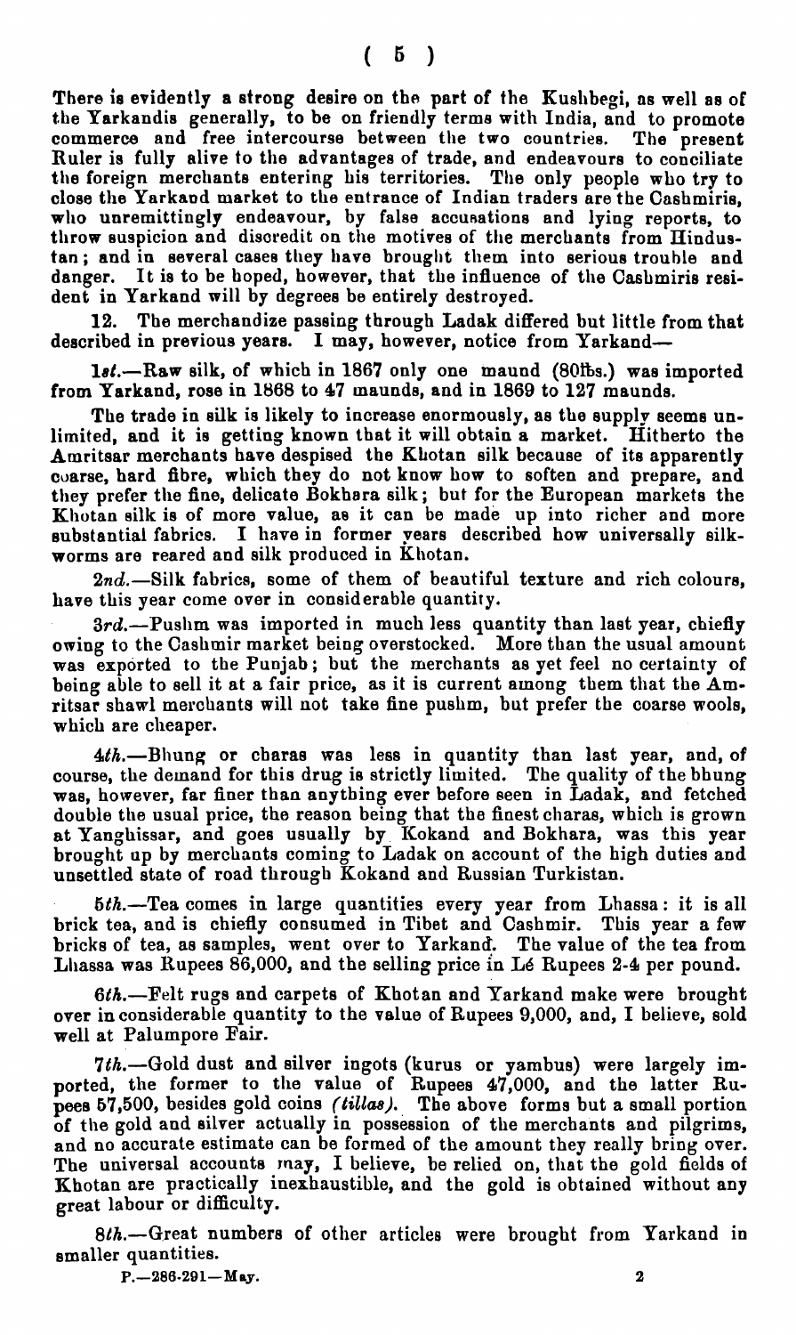There is evidently a strong desire on the part of the Kushbegi, as well as of the Yarkandis generally, to be on friendly terms with India, and to promote commerce and free intercourse between the two countries. The present Ruler is fully alive to the advantages of trade, and endeavours to conciliate the foreign merchants entering his territories. The only people who try to close the Yarkand market to the entrance of Indian traders are the Cashmiris, who unremittingly endeavour, by false accusations and lying reports, to throw suspicion and discredit on the motives of the merchants from Hindustan; and in several cases they have brought them into serious trouble and danger. It is to be hoped, however, that the influence of the Cashmiris resident in Yarkand will by degrees be entirely destroyed.

12. The merchandize passing through Ladak differed but little from that described in previous years. I may, however, notice from Yarkand—

*1st.*—Raw silk, of which in 1867 only one maund (80lbs.) was imported from Yarkand, rose in 1868 to 47 maunds, and in 1869 to 127 maunds.

The trade in silk is likely to increase enormously, as the supply seems unlimited, and it is getting known that it will obtain a market. Hitherto the Amritsar merchants have despised the Khotan silk because of its apparently coarse, hard fibre, which they do not know how to soften and prepare, and they prefer the fine, delicate Bokhara silk; but for the European markets the Khotan silk is of more value, as it can be made up into richer and more substantial fabrics. I have in former years described how universally silkworms are reared and silk produced in Khotan.

*2nd.*—Silk fabrics, some of them of beautiful texture and rich colours, have this year come over in considerable quantity.

*3rd.*—Pushm was imported in much less quantity than last year, chiefly owing to the Cashmir market being overstocked. More than the usual amount was exported to the Punjab; but the merchants as yet feel no certainty of being able to sell it at a fair price, as it is current among them that the Amritsar shawl merchants will not take fine pushm, but prefer the coarse wools, which are cheaper.

*4th.*—Bhung or charas was less in quantity than last year, and, of course, the demand for this drug is strictly limited. The quality of the bhung was, however, far finer than anything ever before seen in Ladak, and fetched double the usual price, the reason being that the finest charas, which is grown at Yanghissar, and goes usually by Kokand and Bokhara, was this year brought up by merchants coming to Ladak on account of the high duties and unsettled state of road through Kokand and Russian Turkistan.

*5th.*—Tea comes in large quantities every year from Lhassa: it is all brick tea, and is chiefly consumed in Tibet and Cashmir. This year a few bricks of tea, as samples, went over to Yarkand. The value of the tea from Lhassa was Rupees 86,000, and the selling price in Lé Rupees 2-4 per pound.

*6th.*—Felt rugs and carpets of Khotan and Yarkand make were brought over in considerable quantity to the value of Rupees 9,000, and, I believe, sold well at Palumpore Fair.

*7th.*—Gold dust and silver ingots (kurus or yambus) were largely imported, the former to the value of Rupees 47,000, and the latter Rupees 57,500, besides gold coins *(tillas)*. The above forms but a small portion of the gold and silver actually in possession of the merchants and pilgrims, and no accurate estimate can be formed of the amount they really bring over. The universal accounts may, I believe, be relied on, that the gold fields of Khotan are practically inexhaustible, and the gold is obtained without any great labour or difficulty.

*8th.*—Great numbers of other articles were brought from Yarkand in smaller quantities.

P.—286-291—May.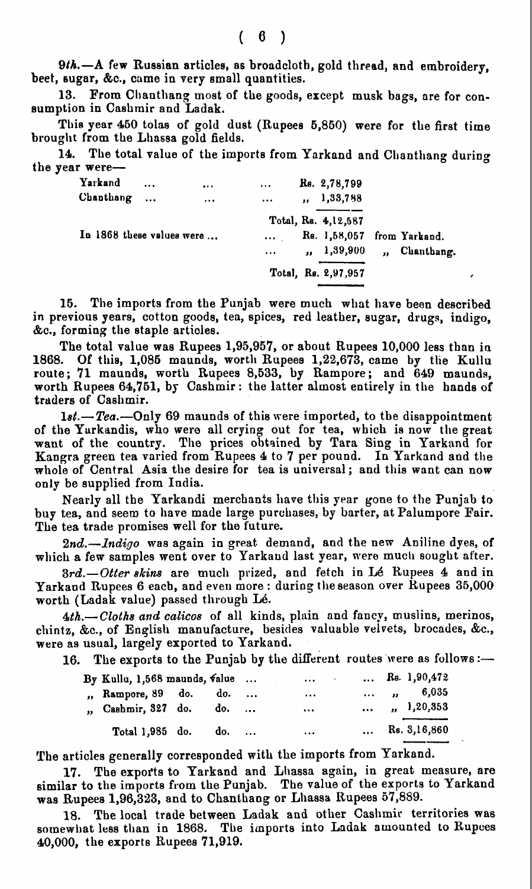*9th.*—A few Russian articles, as broadcloth, gold thread, and embroidery, beet, sugar, &c., came in very small quantities.

13. From Chanthang most of the goods, except musk bags, are for consumption in Cashmir and Ladak.

This year 450 tolas of gold dust (Rupees 5,850) were for the first time brought from the Lhassa gold fields.

14. The total value of the imports from Yarkand and Chanthang during the year were—

| | | |
|---|---|---|
| Yarkand ... ... ... | Rs. 2,78,799 | |
| Chanthang ... ... ... | „ 1,33,788 | |
| | Total, Rs. 4,12,587 | |
| In 1868 these values were ... ... | Rs. 1,58,057 | from Yarkand. |
| ... | „ 1,39,900 | „ Chanthang. |
| | Total, Rs. 2,97,957 | |

15. The imports from the Punjab were much what have been described in previous years, cotton goods, tea, spices, red leather, sugar, drugs, indigo, &c., forming the staple articles.

The total value was Rupees 1,95,957, or about Rupees 10,000 less than in 1868. Of this, 1,085 maunds, worth Rupees 1,22,673, came by the Kullu route; 71 maunds, worth Rupees 8,533, by Rampore; and 649 maunds, worth Rupees 64,751, by Cashmir: the latter almost entirely in the hands of traders of Cashmir.

*1st.*—*Tea.*—Only 69 maunds of this were imported, to the disappointment of the Yarkandis, who were all crying out for tea, which is now the great want of the country. The prices obtained by Tara Sing in Yarkand for Kangra green tea varied from Rupees 4 to 7 per pound. In Yarkand and the whole of Central Asia the desire for tea is universal; and this want can now only be supplied from India.

Nearly all the Yarkandi merchants have this year gone to the Punjab to buy tea, and seem to have made large purchases, by barter, at Palumpore Fair. The tea trade promises well for the future.

*2nd.*—*Indigo* was again in great demand, and the new Aniline dyes, of which a few samples went over to Yarkand last year, were much sought after.

*3rd.*—*Otter skins* are much prized, and fetch in Lé Rupees 4 and in Yarkand Rupees 6 each, and even more: during the season over Rupees 35,000 worth (Ladak value) passed through Lé.

*4th.*—*Cloths and calicos* of all kinds, plain and fancy, muslins, merinos, chintz, &c., of English manufacture, besides valuable velvets, brocades, &c., were as usual, largely exported to Yarkand.

16. The exports to the Punjab by the different routes were as follows:—

| | |
|---|---|
| By Kullu, 1,568 maunds, value ... ... ... | Rs. 1,90,472 |
| „ Rampore, 89 do. do. ... ... ... | „ 6,035 |
| „ Cashmir, 327 do. do. ... ... ... | „ 1,20,353 |
| Total 1,985 do. do. ... ... ... | Rs. 3,16,860 |

The articles generally corresponded with the imports from Yarkand.

17. The exports to Yarkand and Lhassa again, in great measure, are similar to the imports from the Punjab. The value of the exports to Yarkand was Rupees 1,96,323, and to Chanthang or Lhassa Rupees 57,889.

18. The local trade between Ladak and other Cashmir territories was somewhat less than in 1868. The imports into Ladak amounted to Rupees 40,000, the exports Rupees 71,919.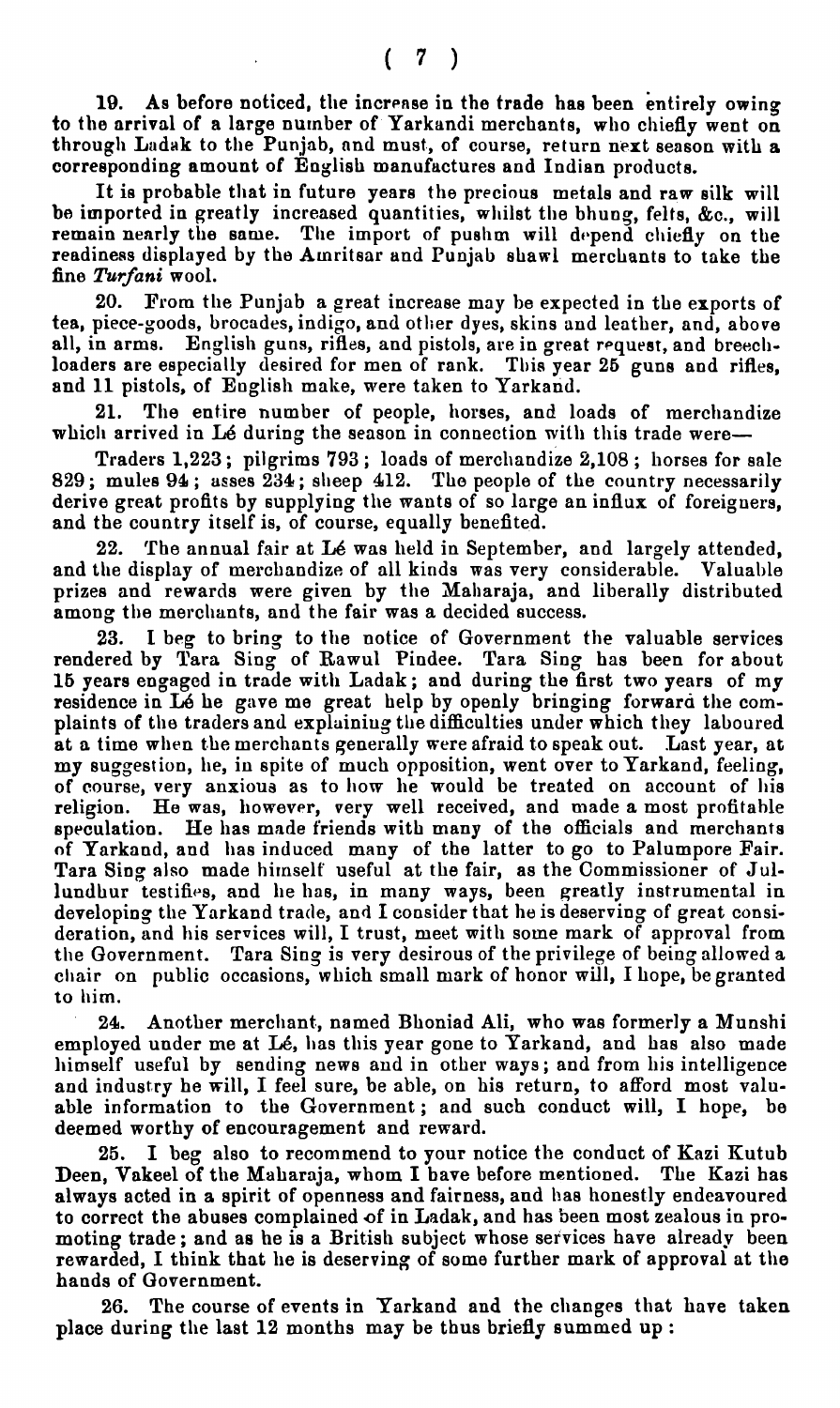19. As before noticed, the increase in the trade has been entirely owing to the arrival of a large number of Yarkandi merchants, who chiefly went on through Ladak to the Punjab, and must, of course, return next season with a corresponding amount of English manufactures and Indian products.

It is probable that in future years the precious metals and raw silk will be imported in greatly increased quantities, whilst the bhung, felts, &c., will remain nearly the same. The import of pushm will depend chiefly on the readiness displayed by the Amritsar and Punjab shawl merchants to take the fine *Turfani* wool.

20. From the Punjab a great increase may be expected in the exports of tea, piece-goods, brocades, indigo, and other dyes, skins and leather, and, above all, in arms. English guns, rifles, and pistols, are in great request, and breech-loaders are especially desired for men of rank. This year 25 guns and rifles, and 11 pistols, of English make, were taken to Yarkand.

21. The entire number of people, horses, and loads of merchandize which arrived in Lé during the season in connection with this trade were—

Traders 1,223; pilgrims 793; loads of merchandize 2,108; horses for sale 829; mules 94; asses 234; sheep 412. The people of the country necessarily derive great profits by supplying the wants of so large an influx of foreigners, and the country itself is, of course, equally benefited.

22. The annual fair at Lé was held in September, and largely attended, and the display of merchandize of all kinds was very considerable. Valuable prizes and rewards were given by the Maharaja, and liberally distributed among the merchants, and the fair was a decided success.

23. I beg to bring to the notice of Government the valuable services rendered by Tara Sing of Rawul Pindee. Tara Sing has been for about 15 years engaged in trade with Ladak; and during the first two years of my residence in Lé he gave me great help by openly bringing forward the complaints of the traders and explaining the difficulties under which they laboured at a time when the merchants generally were afraid to speak out. Last year, at my suggestion, he, in spite of much opposition, went over to Yarkand, feeling, of course, very anxious as to how he would be treated on account of his religion. He was, however, very well received, and made a most profitable speculation. He has made friends with many of the officials and merchants of Yarkand, and has induced many of the latter to go to Palumpore Fair. Tara Sing also made himself useful at the fair, as the Commissioner of Jullundhur testifies, and he has, in many ways, been greatly instrumental in developing the Yarkand trade, and I consider that he is deserving of great consideration, and his services will, I trust, meet with some mark of approval from the Government. Tara Sing is very desirous of the privilege of being allowed a chair on public occasions, which small mark of honor will, I hope, be granted to him.

24. Another merchant, named Bhoniad Ali, who was formerly a Munshi employed under me at Lé, has this year gone to Yarkand, and has also made himself useful by sending news and in other ways; and from his intelligence and industry he will, I feel sure, be able, on his return, to afford most valuable information to the Government; and such conduct will, I hope, be deemed worthy of encouragement and reward.

25. I beg also to recommend to your notice the conduct of Kazi Kutub Deen, Vakeel of the Maharaja, whom I have before mentioned. The Kazi has always acted in a spirit of openness and fairness, and has honestly endeavoured to correct the abuses complained of in Ladak, and has been most zealous in promoting trade; and as he is a British subject whose services have already been rewarded, I think that he is deserving of some further mark of approval at the hands of Government.

26. The course of events in Yarkand and the changes that have taken place during the last 12 months may be thus briefly summed up: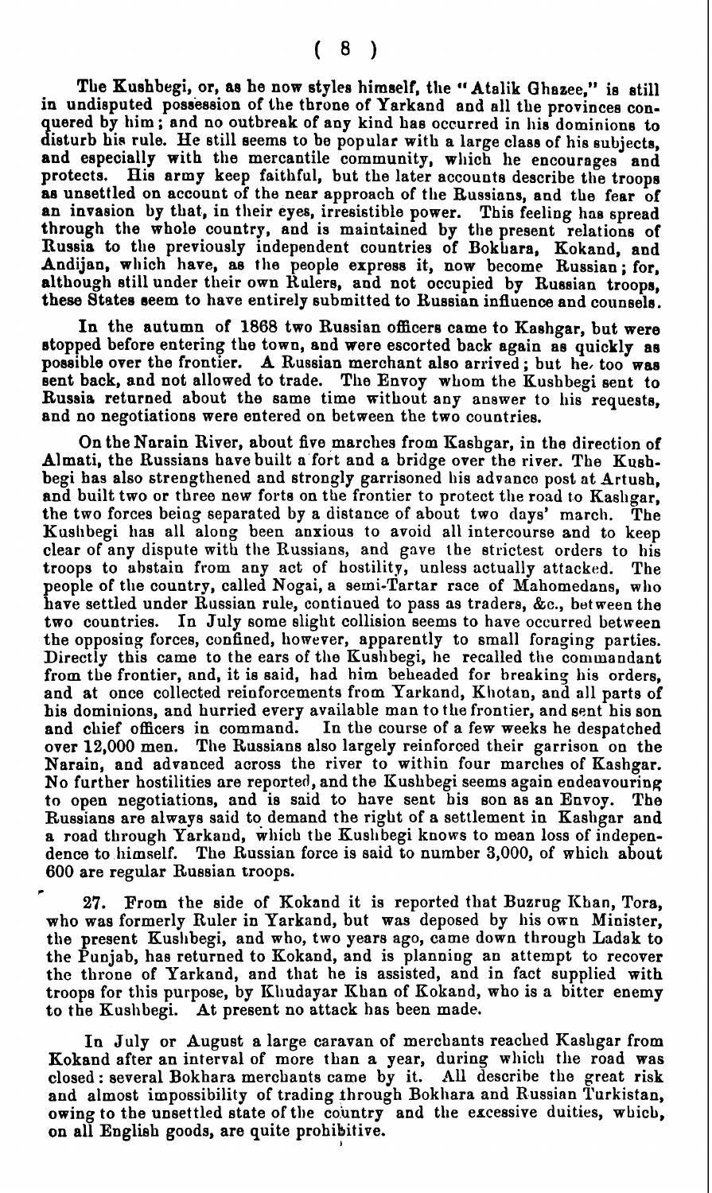The Kushbegi, or, as he now styles himself, the "Atalik Ghazee," is still in undisputed possession of the throne of Yarkand and all the provinces conquered by him; and no outbreak of any kind has occurred in his dominions to disturb his rule. He still seems to be popular with a large class of his subjects, and especially with the mercantile community, which he encourages and protects. His army keep faithful, but the later accounts describe the troops as unsettled on account of the near approach of the Russians, and the fear of an invasion by that, in their eyes, irresistible power. This feeling has spread through the whole country, and is maintained by the present relations of Russia to the previously independent countries of Bokhara, Kokand, and Andijan, which have, as the people express it, now become Russian; for, although still under their own Rulers, and not occupied by Russian troops, these States seem to have entirely submitted to Russian influence and counsels.

In the autumn of 1868 two Russian officers came to Kashgar, but were stopped before entering the town, and were escorted back again as quickly as possible over the frontier. A Russian merchant also arrived; but he, too was sent back, and not allowed to trade. The Envoy whom the Kushbegi sent to Russia returned about the same time without any answer to his requests, and no negotiations were entered on between the two countries.

On the Narain River, about five marches from Kashgar, in the direction of Almati, the Russians have built a fort and a bridge over the river. The Kushbegi has also strengthened and strongly garrisoned his advance post at Artush, and built two or three new forts on the frontier to protect the road to Kashgar, the two forces being separated by a distance of about two days' march. The Kushbegi has all along been anxious to avoid all intercourse and to keep clear of any dispute with the Russians, and gave the strictest orders to his troops to abstain from any act of hostility, unless actually attacked. The people of the country, called Nogai, a semi-Tartar race of Mahomedans, who have settled under Russian rule, continued to pass as traders, &c., between the two countries. In July some slight collision seems to have occurred between the opposing forces, confined, however, apparently to small foraging parties. Directly this came to the ears of the Kushbegi, he recalled the commandant from the frontier, and, it is said, had him beheaded for breaking his orders, and at once collected reinforcements from Yarkand, Khotan, and all parts of his dominions, and hurried every available man to the frontier, and sent his son and chief officers in command. In the course of a few weeks he despatched over 12,000 men. The Russians also largely reinforced their garrison on the Narain, and advanced across the river to within four marches of Kashgar. No further hostilities are reported, and the Kushbegi seems again endeavouring to open negotiations, and is said to have sent his son as an Envoy. The Russians are always said to demand the right of a settlement in Kashgar and a road through Yarkand, which the Kushbegi knows to mean loss of independence to himself. The Russian force is said to number 3,000, of which about 600 are regular Russian troops.

27. From the side of Kokand it is reported that Buzrug Khan, Tora, who was formerly Ruler in Yarkand, but was deposed by his own Minister, the present Kushbegi, and who, two years ago, came down through Ladak to the Punjab, has returned to Kokand, and is planning an attempt to recover the throne of Yarkand, and that he is assisted, and in fact supplied with troops for this purpose, by Khudayar Khan of Kokand, who is a bitter enemy to the Kushbegi. At present no attack has been made.

In July or August a large caravan of merchants reached Kashgar from Kokand after an interval of more than a year, during which the road was closed: several Bokhara merchants came by it. All describe the great risk and almost impossibility of trading through Bokhara and Russian Turkistan, owing to the unsettled state of the country and the excessive duities, which, on all English goods, are quite prohibitive.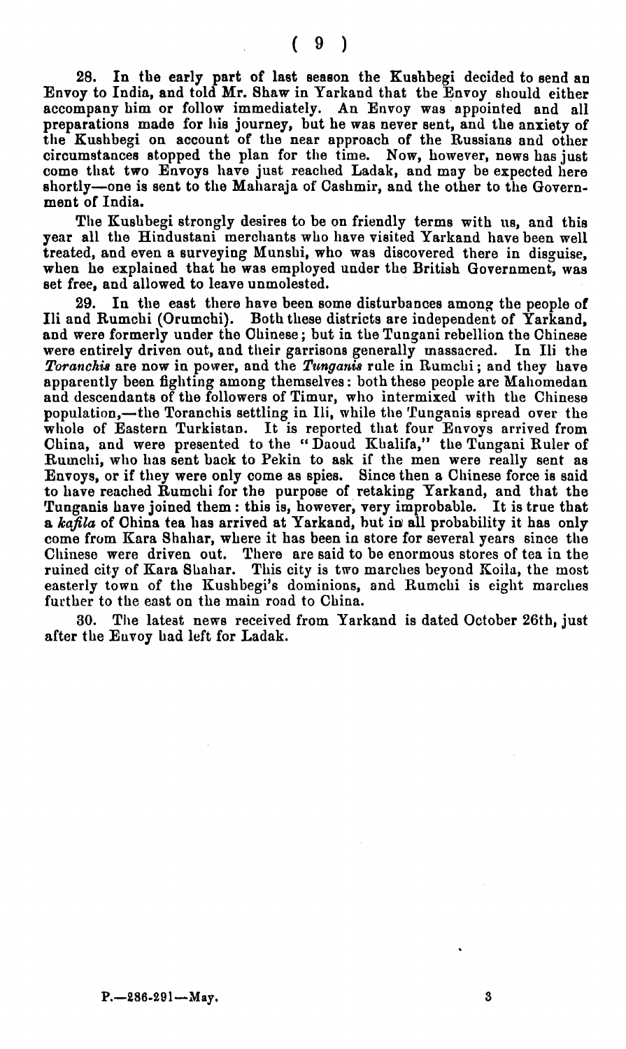28. In the early part of last season the Kushbegi decided to send an Envoy to India, and told Mr. Shaw in Yarkand that the Envoy should either accompany him or follow immediately. An Envoy was appointed and all preparations made for his journey, but he was never sent, and the anxiety of the Kushbegi on account of the near approach of the Russians and other circumstances stopped the plan for the time. Now, however, news has just come that two Envoys have just reached Ladak, and may be expected here shortly—one is sent to the Maharaja of Cashmir, and the other to the Government of India.

The Kushbegi strongly desires to be on friendly terms with us, and this year all the Hindustani merchants who have visited Yarkand have been well treated, and even a surveying Munshi, who was discovered there in disguise, when he explained that he was employed under the British Government, was set free, and allowed to leave unmolested.

29. In the east there have been some disturbances among the people of Ili and Rumchi (Orumchi). Both these districts are independent of Yarkand, and were formerly under the Chinese; but in the Tungani rebellion the Chinese were entirely driven out, and their garrisons generally massacred. In Ili the *Toranchis* are now in power, and the *Tunganis* rule in Rumchi; and they have apparently been fighting among themselves: both these people are Mahomedan and descendants of the followers of Timur, who intermixed with the Chinese population,—the Toranchis settling in Ili, while the Tunganis spread over the whole of Eastern Turkistan. It is reported that four Envoys arrived from China, and were presented to the "Daoud Khalifa," the Tungani Ruler of Rumchi, who has sent back to Pekin to ask if the men were really sent as Envoys, or if they were only come as spies. Since then a Chinese force is said to have reached Rumchi for the purpose of retaking Yarkand, and that the Tunganis have joined them: this is, however, very improbable. It is true that a *kafila* of China tea has arrived at Yarkand, but in all probability it has only come from Kara Shahar, where it has been in store for several years since the Chinese were driven out. There are said to be enormous stores of tea in the ruined city of Kara Shahar. This city is two marches beyond Koila, the most easterly town of the Kushbegi's dominions, and Rumchi is eight marches further to the east on the main road to China.

30. The latest news received from Yarkand is dated October 26th, just after the Envoy had left for Ladak.

P.—286-291—May.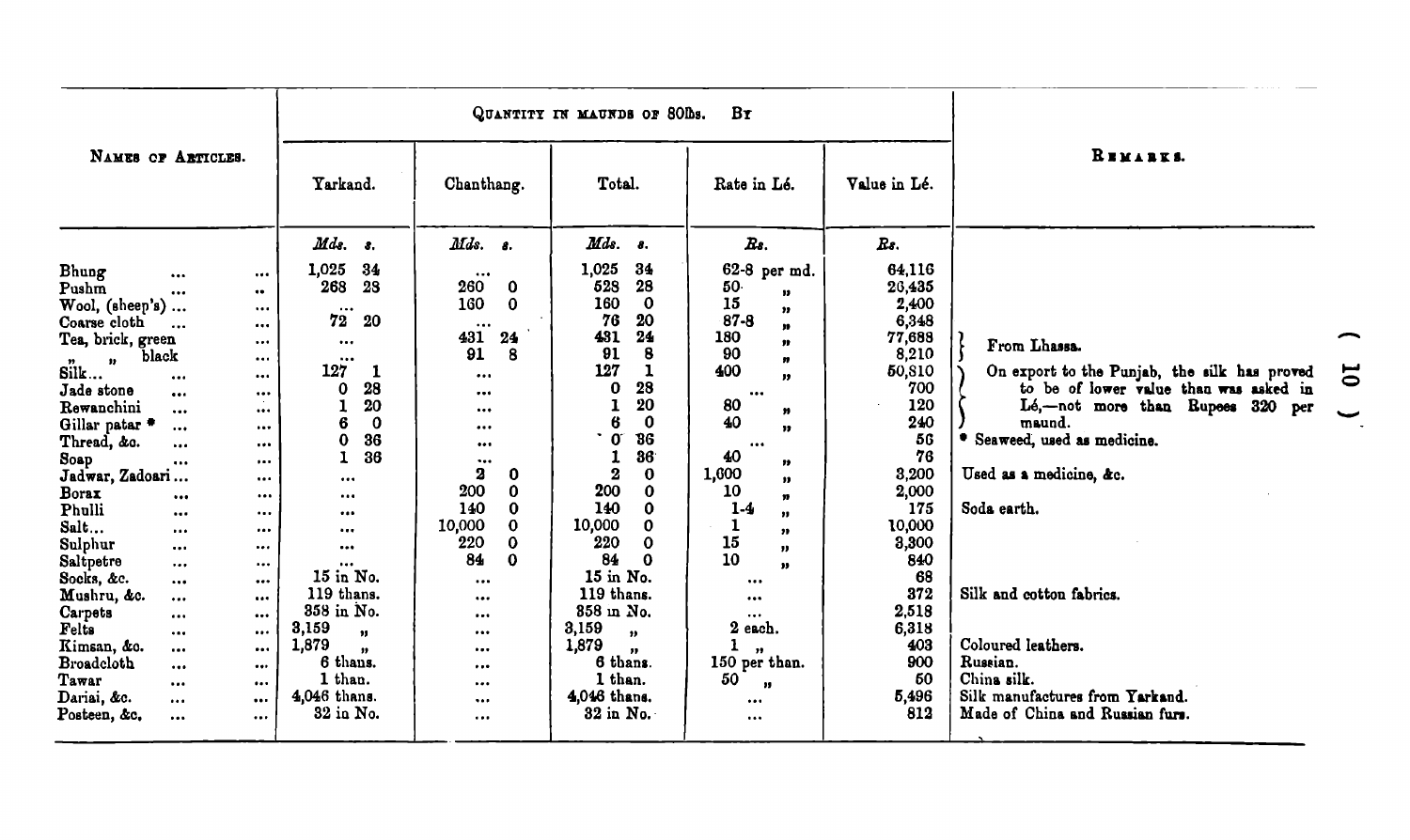| Names of Articles. | Quantity in maunds of 80lbs. By | | | | | Remarks. |
|---|---|---|---|---|---|---|
| | Yarkand. | Chanthang. | Total. | Rate in Lé. | Value in Lé. | |
| | Mds. s. | Mds. s. | Mds. s. | Rs. | Rs. | |
| Bhung ... ... | 1,025 34 | ... | 1,025 34 | 62-8 per md. | 64,116 | |
| Pushm ... .. | 268 28 | 260 0 | 528 28 | 50 " | 26,435 | |
| Wool, (sheep's) ... ... | ... | 160 0 | 160 0 | 15 " | 2,400 | |
| Coarse cloth ... ... | 72 20 | ... | 76 20 | 87-8 " | 6,348 | |
| Tea, brick, green ... | ... | 431 24 | 431 24 | 180 " | 77,688 | From Lhassa. |
| " " black | ... | 91 8 | 91 8 | 90 " | 8,210 | From Lhassa. |
| Silk... ... ... | 127 1 | ... | 127 1 | 400 " | 50,810 | On export to the Punjab, the silk has proved to be of lower value than was asked in Lé,—not more than Rupees 320 per maund. |
| Jade stone ... ... | 0 28 | ... | 0 28 | ... | 700 | |
| Rewanchini ... ... | 1 20 | ... | 1 20 | 80 " | 120 | |
| Gillar patar * ... ... | 6 0 | ... | 6 0 | 40 " | 240 | |
| Thread, &c. ... ... | 0 36 | ... | 0 36 | ... | 56 | * Seaweed, used as medicine. |
| Soap ... ... | 1 36 | ... | 1 36 | 40 " | 76 | |
| Jadwar, Zadoari ... ... | ... | 2 0 | 2 0 | 1,600 " | 3,200 | Used as a medicine, &c. |
| Borax ... ... | ... | 200 0 | 200 0 | 10 " | 2,000 | |
| Phulli ... ... | ... | 140 0 | 140 0 | 1-4 " | 175 | Soda earth. |
| Salt... ... ... | ... | 10,000 0 | 10,000 0 | 1 " | 10,000 | |
| Sulphur ... ... | ... | 220 0 | 220 0 | 15 " | 3,300 | |
| Saltpetre ... ... | ... | 84 0 | 84 0 | 10 " | 840 | |
| Socks, &c. ... ... | 15 in No. | ... | 15 in No. | ... | 68 | |
| Mushru, &c. ... ... | 119 thans. | ... | 119 thans. | ... | 372 | Silk and cotton fabrics. |
| Carpets ... ... | 358 in No. | ... | 358 in No. | ... | 2,518 | |
| Felts ... ... | 3,159 " | ... | 3,159 " | 2 each. | 6,318 | |
| Kimsan, &c. ... ... | 1,879 " | ... | 1,879 " | 1 " | 403 | Coloured leathers. |
| Broadcloth ... ... | 6 thans. | ... | 6 thans. | 150 per than. | 900 | Russian. |
| Tawar ... ... | 1 than. | ... | 1 than. | 50 " | 50 | China silk. |
| Dariai, &c. ... ... | 4,046 thans. | ... | 4,046 thans. | ... | 5,496 | Silk manufactures from Yarkand. |
| Posteen, &c. ... ... | 32 in No. | ... | 32 in No. | ... | 812 | Made of China and Russian furs. |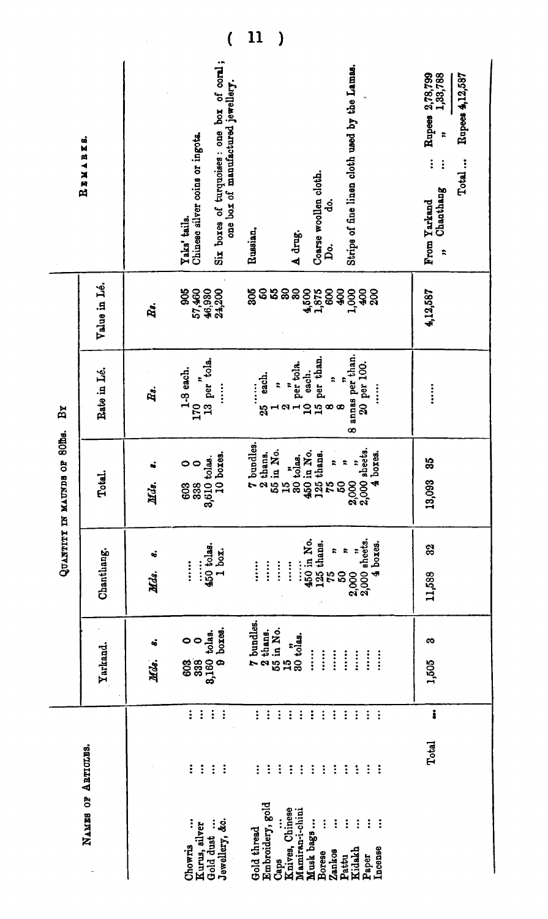| Names of Articles. | Quantity in maunds of 80lbs. By | | | | | Remarks. |
|---|---|---|---|---|---|---|
| | Yarkand. | Chantlang. | Total. | Rate in Lé. | Value in Lé. | |
| | *Mds. s.* | *Mds. s.* | *Mds. s.* | *Rs.* | *Rs.* | |
| Chowris ... ... | 603 0 | ...... | 603 0 | 1-8 each. | 905 | Yaks' tails. |
| Kurus, silver ... | 338 0 | ...... | 338 0 | 170 " | 57,460 | Chinese silver coins or ingots. |
| Gold dust ... ... | 3,160 tolas. | 450 tolas. | 3,610 tolas. | 13 per tola. | 46,930 | |
| Jewellery, &c. ... | 9 boxes. | 1 box. | 10 boxes. | ...... | 24,200 | Six boxes of turquoises: one box of coral; one box of manufactured jewellery. |
| Gold thread ... | 7 bundles. | ...... | 7 bundles. | ...... | 305 | Russian. |
| Embroidery, gold ... | 2 thans. | ...... | 2 thans. | 25 each. | 50 | |
| Caps ... ... | 55 in No. | ...... | 55 in No. | 1 " | 55 | |
| Knives, Chinese ... | 15 " | ...... | 15 " | 2 " | 30 | |
| Mamiran-i-chini ... | 30 tolas. | ...... | 30 tolas. | 1 per tola. | 30 | A drug. |
| Musk bags... ... | ...... | 450 in No. | 450 in No. | 10 each. | 4,500 | |
| Borese ... ... | ...... | 125 thans. | 125 thans. | 15 per than. | 1,875 | Coarse woollen cloth. |
| Zankos ... ... | ...... | 75 " | 75 " | 8 " | 600 | Do. do. |
| Pattu ... ... | ...... | 50 " | 50 " | 8 " | 400 | |
| Kidakh ... ... | ...... | 2,000 " | 2,000 " | 8 annas per than. | 1,000 | Strips of fine linen cloth used by the Lamas. |
| Paper ... ... | ...... | 2,000 sheets. | 2,000 sheets. | 20 per 100. | 400 | |
| Incense ... ... | ...... | 4 boxes. | 4 boxes. | ...... | 200 | |
| Total ... | 1,505 3 | 11,588 32 | 13,093 35 | ...... | 4,12,587 | From Yarkand ... ... Rupees 2,78,799; " Chanthang ... ... " 1,33,788; Total ... Rupees 4,12,587 |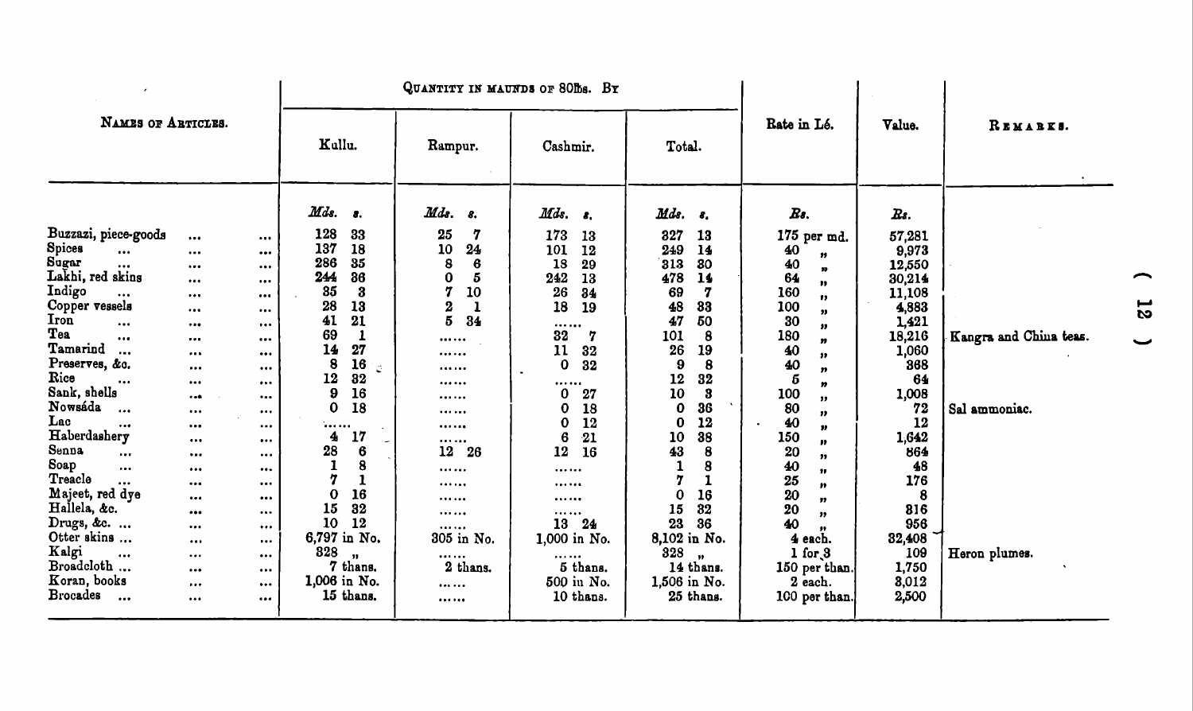| Names of Articles. | Quantity in maunds of 80lbs. By | | | | Rate in Lé. | Value. | Remarks. |
|---|---|---|---|---|---|---|---|
| | Kullu. | Rampur. | Cashmir. | Total. | | | |
| | *Mds.* *s.* | *Mds.* *s.* | *Mds.* *s.* | *Mds.* *s.* | *Rs.* | *Rs.* | |
| Buzzazi, piece-goods | 128 33 | 25 7 | 173 13 | 327 13 | 175 per md. | 57,281 | |
| Spices | 137 18 | 10 24 | 101 12 | 249 14 | 40 " | 9,973 | |
| Sugar | 286 35 | 8 6 | 18 29 | 313 30 | 40 " | 12,550 | |
| Lakhi, red skins | 244 36 | 0 5 | 242 13 | 478 14 | 64 " | 30,214 | |
| Indigo | 35 3 | 7 10 | 26 34 | 69 7 | 160 " | 11,108 | |
| Copper vessels | 28 13 | 2 1 | 18 19 | 48 33 | 100 " | 4,883 | |
| Iron | 41 21 | 5 34 | ...... | 47 50 | 30 " | 1,421 | |
| Tea | 69 1 | ...... | 32 7 | 101 8 | 180 " | 18,216 | Kangra and China teas. |
| Tamarind | 14 27 | ...... | 11 32 | 26 19 | 40 " | 1,060 | |
| Preserves, &c. | 8 16 | ...... | 0 32 | 9 8 | 40 " | 368 | |
| Rice | 12 32 | ...... | ...... | 12 32 | 5 " | 64 | |
| Sank, shells | 9 16 | ...... | 0 27 | 10 3 | 100 " | 1,008 | |
| Nowsáda | 0 18 | ...... | 0 18 | 0 36 | 80 " | 72 | Sal ammoniac. |
| Lac | ...... | ...... | 0 12 | 0 12 | 40 " | 12 | |
| Haberdashery | 4 17 | ...... | 6 21 | 10 38 | 150 " | 1,642 | |
| Senna | 28 6 | 12 26 | 12 16 | 43 8 | 20 " | 864 | |
| Soap | 1 8 | ...... | ...... | 1 8 | 40 " | 48 | |
| Treacle | 7 1 | ...... | ...... | 7 1 | 25 " | 176 | |
| Majeet, red dye | 0 16 | ...... | ...... | 0 16 | 20 " | 8 | |
| Hallela, &c. | 15 32 | ...... | ...... | 15 32 | 20 " | 316 | |
| Drugs, &c. | 10 12 | ...... | 13 24 | 23 36 | 40 " | 956 | |
| Otter skins | 6,797 in No. | 305 in No. | 1,000 in No. | 8,102 in No. | 4 each. | 32,408 | |
| Kalgi | 328 " | ...... | ...... | 328 " | 1 for 3 | 109 | Heron plumes. |
| Broadcloth | 7 thans. | 2 thans. | 5 thans. | 14 thans. | 150 per than. | 1,750 | |
| Koran, books | 1,006 in No. | ...... | 500 in No. | 1,506 in No. | 2 each. | 3,012 | |
| Brocades | 15 thans. | ...... | 10 thans. | 25 thans. | 100 per than. | 2,500 | |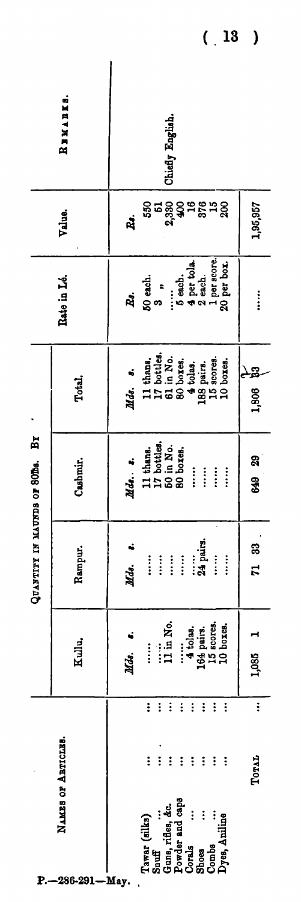| NAMES OF ARTICLES. | QUANTITY IN MAUNDS OF 80lbs. BY | | | | Rate in Lé. | Value. | REMARKS. |
|---|---|---|---|---|---|---|---|
| | Kullu. | Rampur. | Cashmir. | Total. | | | |
| | *Mds. s.* | *Mds. s.* | *Mds. s.* | *Mds. s.* | *Rs.* | *Rs.* | |
| Tawar (silks) ... ... | ...... | ...... | 11 thans. | 11 thans. | 50 each. | 550 | Chiefly English. |
| Snuff ... ... | ...... | ...... | 17 bottles. | 17 bottles. | 3 " | 51 | |
| Guns, rifles, &c. ... | 11 in No. | ...... | 50 in No. | 61 in No. | ...... | 2,330 | |
| Powder and caps ... | ...... | ...... | 80 boxes. | 80 boxes. | 5 each. | 400 | |
| Corals ... ... | 4 tolas. | ...... | ...... | 4 tolas. | 4 per tola. | 16 | |
| Shoes ... ... | 164 pairs. | 24 pairs. | ...... | 188 pairs. | 2 each. | 376 | |
| Combs ... ... | 15 scores. | ...... | ...... | 15 scores. | 1 per score. | 15 | |
| Dyes, Aniline ... | 10 boxes. | ...... | ...... | 10 boxes. | 20 per box. | 200 | |
| TOTAL ... | 1,085 1 | 71 33 | 649 29 | 1,806 23 | ...... | 1,95,957 | |

P.—286-291—May.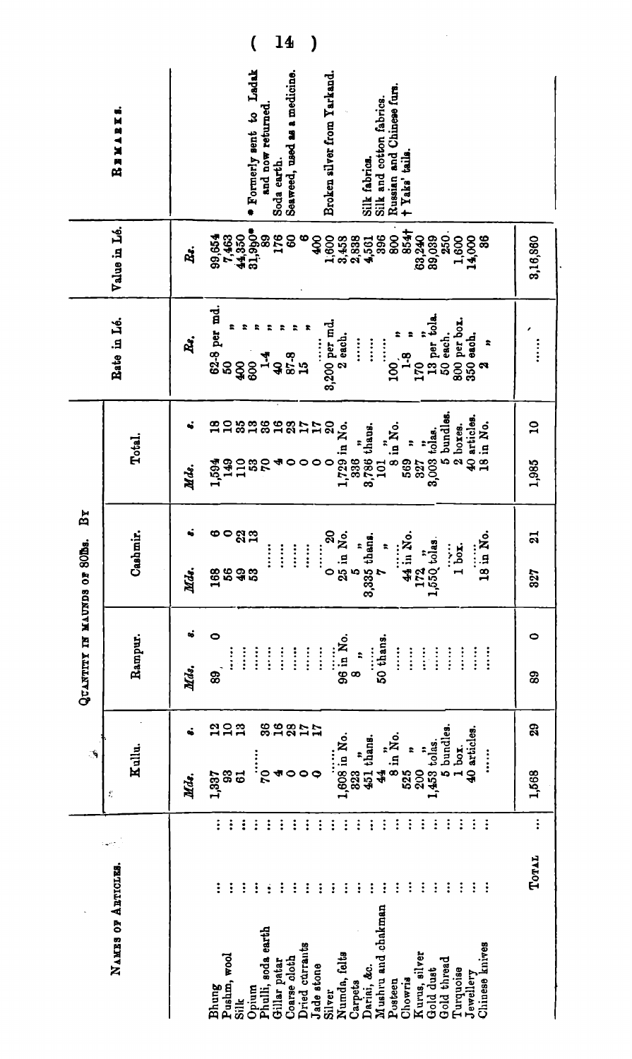| Names of Articles. | Quantity in Maunds of 80lbs. By | | | | | | | | Rate in Lé. | Value in Lé. | Remarks. |
|---|---|---|---|---|---|---|---|---|---|---|---|
| | Kullu. | | Rampur. | | Cashmir. | | Total. | | | | |
| | Mds. | s. | Mds. | s. | Mds. | s. | Mds. | s. | Rs. | Rs. | |
| Bhung ... | 1,337 | 12 | 89 | 0 | 168 | 6 | 1,594 | 18 | 62-8 per md. | 99,654 | |
| Pushm, wool ... | 83 | 10 | ...... | | 56 | 0 | 149 | 10 | 50 " | 7,463 | |
| Silk ... | 61 | 13 | ...... | | 49 | 22 | 110 | 35 | 400 " | 44,350 | |
| Opium ... | ...... | | ...... | | 53 | 13 | 53 | 13 | 600 " | 31,990* | * Formerly sent to Ladak and now returned. |
| Phulli, soda earth ... | 70 | 36 | ...... | | ...... | | 70 | 36 | 1-4 " | 89 | Soda earth. |
| Gillar patar ... | 4 | 16 | ...... | | ...... | | 4 | 16 | 40 " | 176 | Seaweed, used as a medicine. |
| Coarse cloth ... | 0 | 28 | ...... | | ...... | | 0 | 28 | 87-8 " | 60 | |
| Dried currants ... | 0 | 17 | ...... | | ...... | | 0 | 17 | 15 " | 6 | |
| Jade stone ... | 0 | 17 | ...... | | ...... | | 0 | 17 | ...... | 400 | |
| Silver ... | ...... | | ...... | | 0 | 20 | 0 | 20 | 3,200 per md. | 1,600 | Broken silver from Yarkand. |
| Numda, felts ... | 1,608 in No. | | 96 in No. | | 25 in No. | | 1,729 in No. | | 2 each. | 3,458 | |
| Carpets ... | 323 " | | 8 " | | 5 " | | 336 " | | ...... | 2,838 | |
| Dariai, &c. ... | 451 thans. | | ...... | | 3,335 thans. | | 3,786 thans. | | ...... | 4,561 | Silk fabrics. |
| Mushru and chakman ... | 44 " | | 50 thans. | | 7 " | | 101 " | | ...... | 396 | Silk and cotton fabrics. |
| Posteen ... | 8 in No. | | ...... | | ...... | | 8 in No. | | 100 " | 800 | Russian and Chinese furs. |
| Chowris ... | 525 " | | ...... | | 44 in No. | | 569 " | | 1-8 " | 854† | † Yaks' tails. |
| Kurus, silver ... | 200 " | | ...... | | 172 " | | 372 " | | 170 " | 63,240 | |
| Gold dust ... | 1,453 tolas. | | ...... | | 1,550 tolas. | | 3,003 tolas. | | 13 per tola. | 39,039 | |
| Gold thread ... | 5 bundles. | | ...... | | ...... | | 5 bundles. | | 50 each. | 250 | |
| Turquoise ... | 1 box. | | ...... | | 1 box. | | 2 boxes. | | 800 per box. | 1,600 | |
| Jewellery ... | 40 articles. | | ...... | | ...... | | 40 articles. | | 350 each. | 14,000 | |
| Chinese knives ... | ...... | | ...... | | 18 in No. | | 18 in No. | | 2 " | 36 | |
| Total ... | 1,568 | 29 | 89 | 0 | 327 | 21 | 1,985 | 10 | ...... | 3,16,860 | |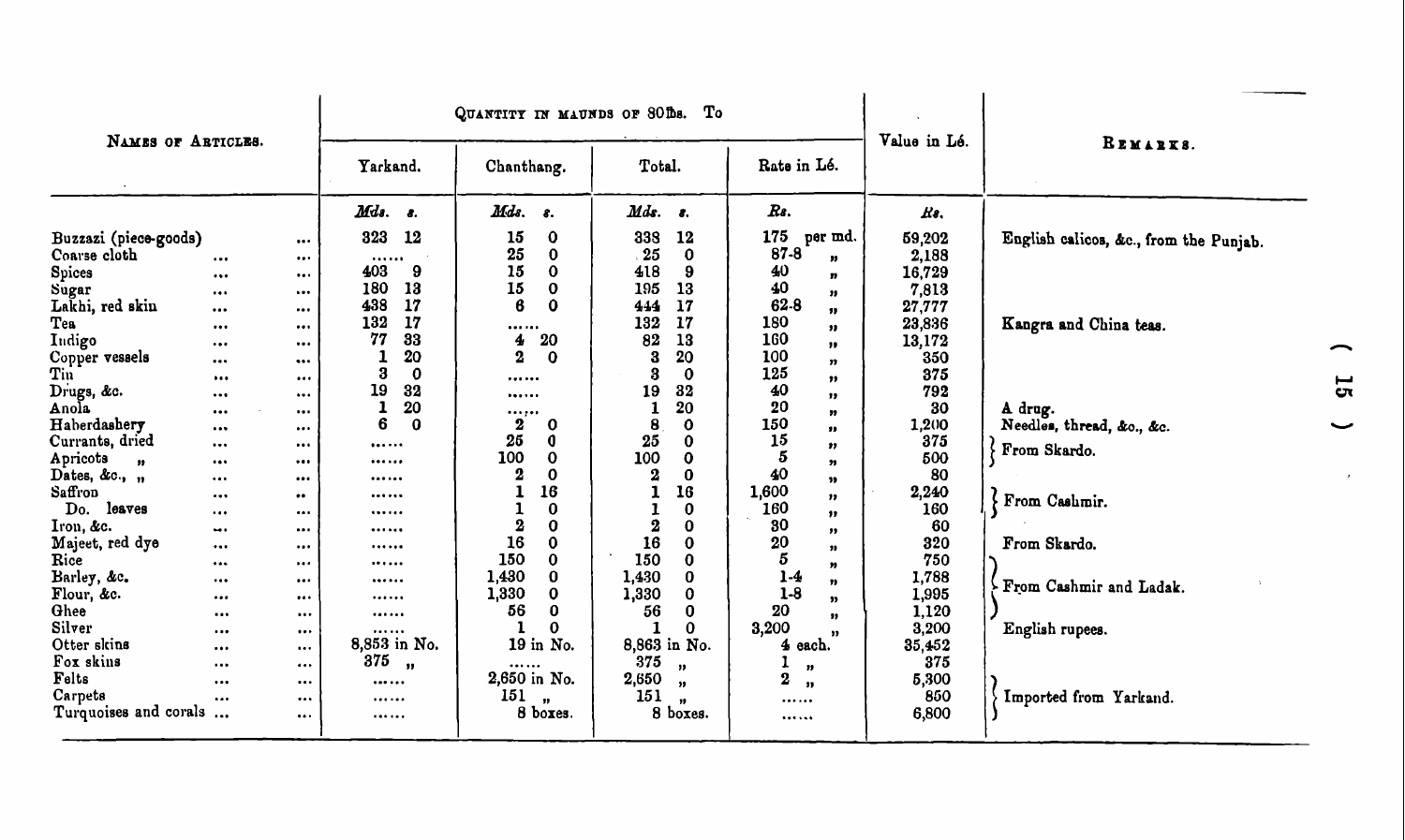| NAMES OF ARTICLES. | QUANTITY IN MAUNDS OF 80lbs. To | | | | Value in Lé. | REMARKS. |
|---|---|---|---|---|---|---|
| | Yarkand. | Chanthang. | Total. | Rate in Lé. | | |
| | *Mds. s.* | *Mds. s.* | *Mds. s.* | *Rs.* | *Rs.* | |
| Buzzazi (piece-goods) ... | 323 12 | 15 0 | 338 12 | 175 per md. | 59,202 | English calicos, &c., from the Punjab. |
| Coarse cloth ... ... | ...... | 25 0 | 25 0 | 87-8 " | 2,188 | |
| Spices ... ... | 403 9 | 15 0 | 418 9 | 40 " | 16,729 | |
| Sugar ... ... | 180 13 | 15 0 | 195 13 | 40 " | 7,813 | |
| Lakhi, red skin ... ... | 438 17 | 6 0 | 444 17 | 62-8 " | 27,777 | |
| Tea ... ... | 132 17 | ...... | 132 17 | 180 " | 23,836 | Kangra and China teas. |
| Indigo ... ... | 77 33 | 4 20 | 82 13 | 160 " | 13,172 | |
| Copper vessels ... ... | 1 20 | 2 0 | 3 20 | 100 " | 350 | |
| Tin ... ... | 3 0 | ...... | 3 0 | 125 " | 375 | |
| Drugs, &c. ... ... | 19 32 | ...... | 19 32 | 40 " | 792 | |
| Anola ... ... | 1 20 | ...... | 1 20 | 20 " | 30 | A drug. |
| Haberdashery ... ... | 6 0 | 2 0 | 8 0 | 150 " | 1,200 | Needles, thread, &c., &c. |
| Currants, dried ... ... | ...... | 25 0 | 25 0 | 15 " | 375 | From Skardo. |
| Apricots " ... ... | ...... | 100 0 | 100 0 | 5 " | 500 | |
| Dates, &c., " ... ... | ...... | 2 0 | 2 0 | 40 " | 80 | |
| Saffron ... ... | ...... | 1 16 | 1 16 | 1,600 " | 2,240 | From Cashmir. |
| Do. leaves ... ... | ...... | 1 0 | 1 0 | 160 " | 160 | |
| Iron, &c. ... ... | ...... | 2 0 | 2 0 | 30 " | 60 | |
| Majeet, red dye ... ... | ...... | 16 0 | 16 0 | 20 " | 320 | From Skardo. |
| Rice ... ... | ...... | 150 0 | 150 0 | 5 " | 750 | From Cashmir and Ladak. |
| Barley, &c. ... ... | ...... | 1,430 0 | 1,430 0 | 1-4 " | 1,788 | |
| Flour, &c. ... ... | ...... | 1,330 0 | 1,330 0 | 1-8 " | 1,995 | |
| Ghee ... ... | ...... | 56 0 | 56 0 | 20 " | 1,120 | |
| Silver ... ... | ...... | 1 0 | 1 0 | 3,200 " | 3,200 | English rupees. |
| Otter skins ... ... | 8,853 in No. | 19 in No. | 8,863 in No. | 4 each. | 35,452 | |
| Fox skins ... ... | 375 " | ...... | 375 " | 1 " | 375 | |
| Felts ... ... | ...... | 2,650 in No. | 2,650 " | 2 " | 5,300 | Imported from Yarkand. |
| Carpets ... ... | ...... | 151 " | 151 " | ...... | 850 | |
| Turquoises and corals ... ... | ...... | 8 boxes. | 8 boxes. | ...... | 6,800 | |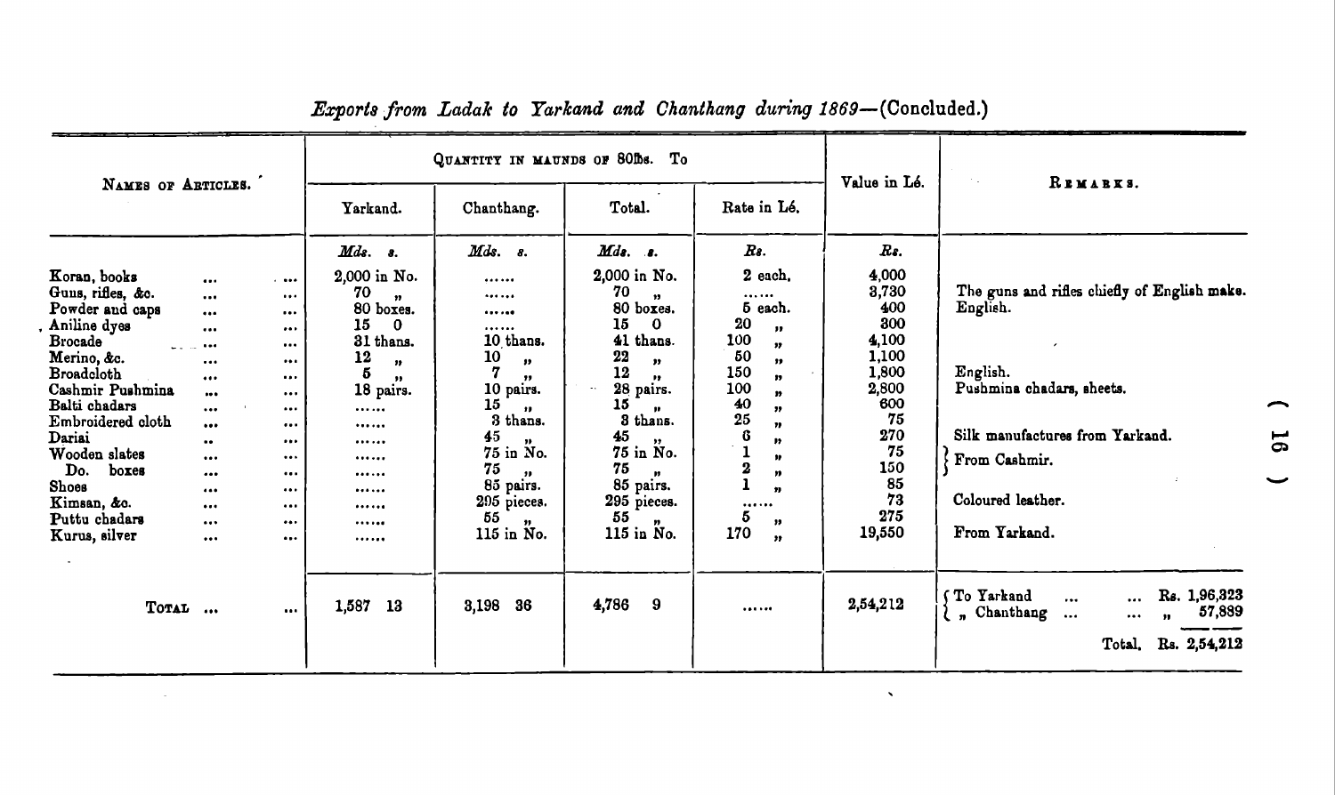*Exports from Ladak to Yarkand and Chanthang during 1869*—(Concluded.)

| NAMES OF ARTICLES. | QUANTITY IN MAUNDS OF 80lbs. To | | | | Value in Lé. | REMARKS. |
|---|---|---|---|---|---|---|
| | Yarkand. | Chanthang. | Total. | Rate in Lé. | | |
| | *Mds. s.* | *Mds. s.* | *Mds. s.* | *Rs.* | *Rs.* | |
| Koran, books ... ... | 2,000 in No. | ...... | 2,000 in No. | 2 each. | 4,000 | |
| Guns, rifles, &c. ... ... | 70 " | ...... | 70 " | ...... | 3,730 | The guns and rifles chiefly of English make. |
| Powder and caps ... ... | 80 boxes. | ...... | 80 boxes. | 5 each. | 400 | English. |
| Aniline dyes ... ... | 15 0 | ...... | 15 0 | 20 " | 300 | |
| Brocade ... ... | 31 thans. | 10 thans. | 41 thans. | 100 " | 4,100 | |
| Merino, &c. ... ... | 12 " | 10 " | 22 " | 50 " | 1,100 | |
| Broadcloth ... ... | 5 " | 7 " | 12 " | 150 " | 1,800 | English. |
| Cashmir Pushmina ... ... | 18 pairs. | 10 pairs. | 28 pairs. | 100 " | 2,800 | Pushmina chadars, sheets. |
| Balti chadars ... ... | ...... | 15 " | 15 " | 40 " | 600 | |
| Embroidered cloth ... ... | ...... | 3 thans. | 3 thans. | 25 " | 75 | |
| Dariai .. ... | ...... | 45 " | 45 " | 6 " | 270 | Silk manufactures from Yarkand. |
| Wooden slates ... ... | ...... | 75 in No. | 75 in No. | 1 " | 75 | From Cashmir. |
| Do. boxes ... ... | ...... | 75 " | 75 " | 2 " | 150 | From Cashmir. |
| Shoes ... ... | ...... | 85 pairs. | 85 pairs. | 1 " | 85 | |
| Kimsan, &c. ... ... | ...... | 295 pieces. | 295 pieces. | ...... | 73 | Coloured leather. |
| Puttu chadars ... ... | ...... | 55 " | 55 " | 5 " | 275 | |
| Kurus, silver ... ... | ...... | 115 in No. | 115 in No. | 170 " | 19,550 | From Yarkand. |
| TOTAL ... ... | 1,587 13 | 3,198 36 | 4,786 9 | ...... | 2,54,212 | To Yarkand ... ... Rs. 1,96,323; " Chanthang ... ... " 57,889; Total, Rs. 2,54,212 |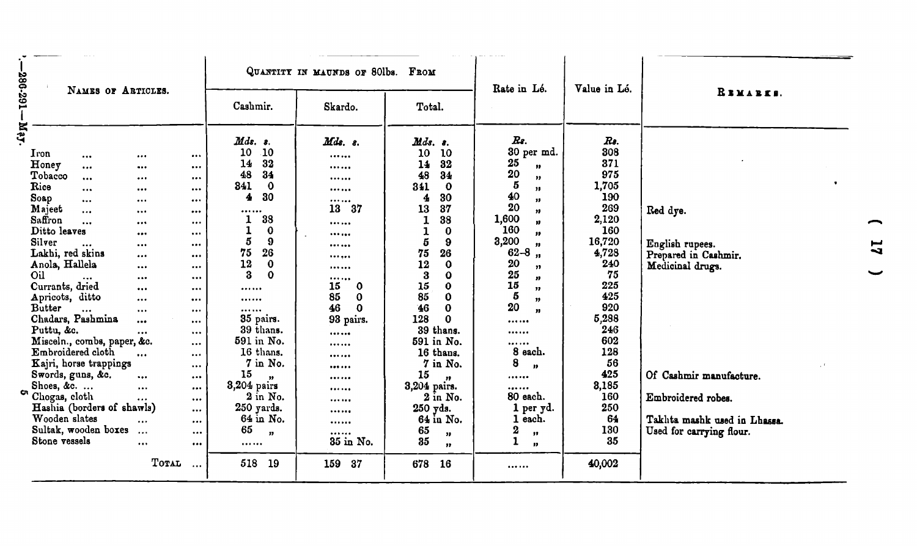| Names of Articles. | Quantity in maunds of 80lbs. From | | | Rate in Lé. | Value in Lé. | Remarks. |
|---|---|---|---|---|---|---|
| | Cashmir. | Skardo. | Total. | | | |
| | *Mds. s.* | *Mds. s.* | *Mds. s.* | *Rs.* | *Rs.* | |
| Iron ... ... ... | 10 10 | ...... | 10 10 | 30 per md. | 308 | |
| Honey ... ... ... | 14 32 | ...... | 14 32 | 25 " | 371 | |
| Tobacco ... ... ... | 48 34 | ...... | 48 34 | 20 " | 975 | |
| Rice ... ... ... | 341 0 | ...... | 341 0 | 5 " | 1,705 | |
| Soap ... ... ... | 4 30 | ...... | 4 30 | 40 " | 190 | |
| Majeet ... ... ... | ...... | 13 37 | 13 37 | 20 " | 269 | Red dye. |
| Saffron ... ... ... | 1 38 | ...... | 1 38 | 1,600 " | 2,120 | |
| Ditto leaves ... ... | 1 0 | ...... | 1 0 | 160 " | 160 | |
| Silver ... ... ... | 5 9 | ...... | 5 9 | 3,200 " | 16,720 | English rupees. |
| Lakhi, red skins ... ... | 75 26 | ...... | 75 26 | 62-8 " | 4,728 | Prepared in Cashmir. |
| Anola, Hallela ... ... | 12 0 | ...... | 12 0 | 20 " | 240 | Medicinal drugs. |
| Oil ... ... ... | 3 0 | ...... | 3 0 | 25 " | 75 | |
| Currants, dried ... ... | ...... | 15 0 | 15 0 | 15 " | 225 | |
| Apricots, ditto ... ... | ...... | 85 0 | 85 0 | 5 " | 425 | |
| Butter ... ... ... | ...... | 46 0 | 46 0 | 20 " | 920 | |
| Chadars, Pashmina ... ... | 35 pairs. | 93 pairs. | 128 0 | ...... | 5,288 | |
| Puttu, &c. ... ... | 39 thans. | ...... | 39 thans. | ...... | 246 | |
| Misceln., combs, paper, &c. ... | 591 in No. | ...... | 591 in No. | ...... | 602 | |
| Embroidered cloth ... ... | 16 thans. | ...... | 16 thans. | 8 each. | 128 | |
| Kajri, horse trappings ... | 7 in No. | ...... | 7 in No. | 8 " | 56 | |
| Swords, guns, &c. ... ... | 15 " | ...... | 15 " | ...... | 425 | Of Cashmir manufacture. |
| Shoes, &c. ... ... ... | 3,204 pairs | ...... | 3,204 pairs. | ...... | 3,185 | |
| Chogas, cloth ... ... | 2 in No. | ...... | 2 in No. | 80 each. | 160 | Embroidered robes. |
| Hashia (borders of shawls) ... | 250 yards. | ...... | 250 yds. | 1 per yd. | 250 | |
| Wooden slates ... ... | 64 in No. | ...... | 64 in No. | 1 each. | 64 | Takhta mashk used in Lhassa. |
| Sultak, wooden boxes ... ... | 65 " | ...... | 65 " | 2 " | 130 | Used for carrying flour. |
| Stone vessels ... ... | ...... | 35 in No. | 35 " | 1 " | 35 | |
| Total ... | 518 19 | 159 37 | 678 16 | ...... | 40,002 | |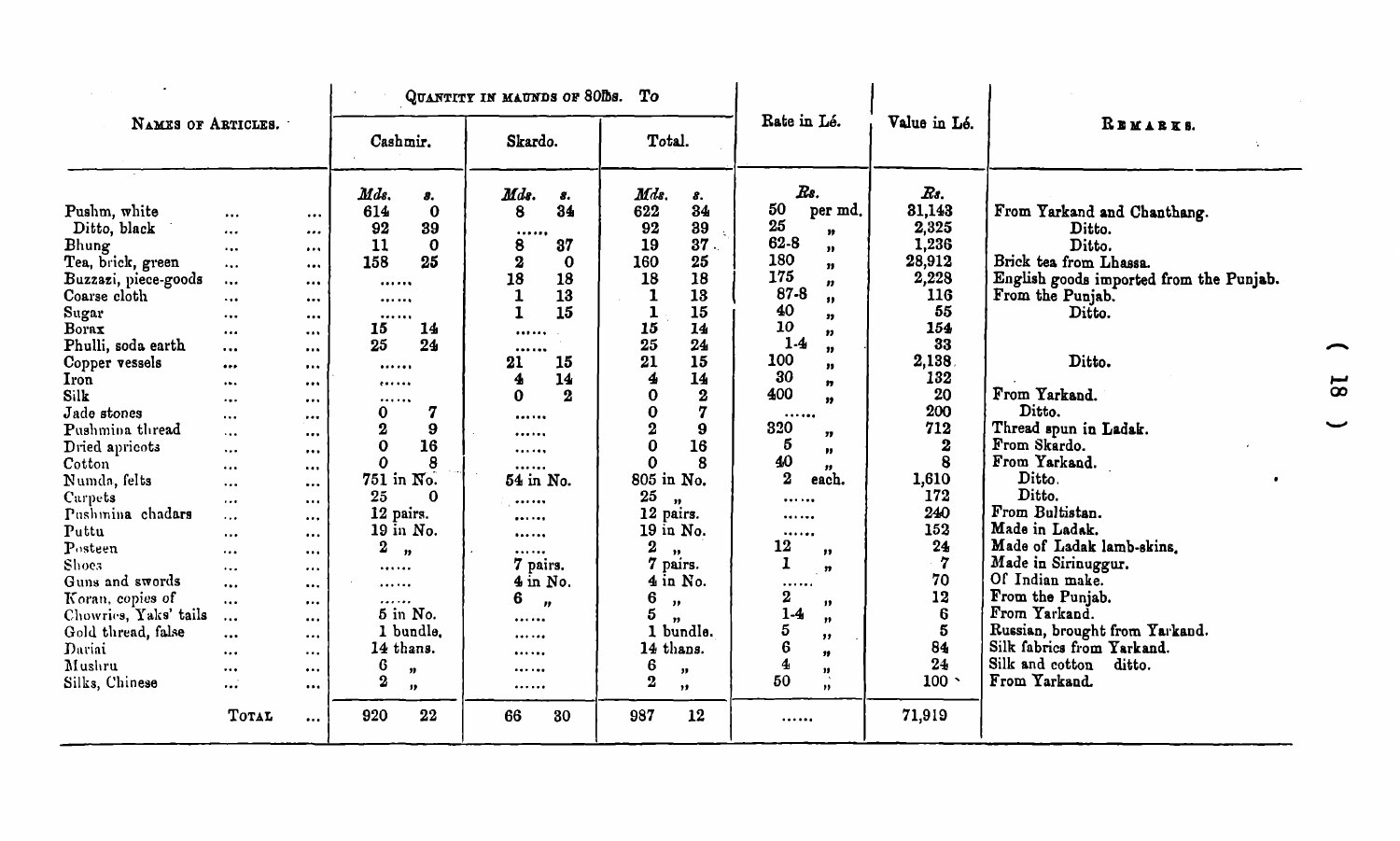| Names of Articles. | Quantity in maunds of 80lbs. To | | | | | | Rate in Lé. | Value in Lé. | Remarks. |
|---|---|---|---|---|---|---|---|---|---|
| | Cashmir. | | Skardo. | | Total. | | | | |
| | *Mds.* | *s.* | *Mds.* | *s.* | *Mds.* | *s.* | *Rs.* | *Rs.* | |
| Pushm, white ... ... | 614 | 0 | 8 | 34 | 622 | 34 | 50 per md. | 31,143 | From Yarkand and Chanthang. |
| Ditto, black ... ... | 92 | 39 | ...... | | 92 | 39 | 25 „ | 2,325 | Ditto. |
| Bhung ... ... | 11 | 0 | 8 | 37 | 19 | 37 | 62-8 „ | 1,236 | Ditto. |
| Tea, brick, green ... ... | 158 | 25 | 2 | 0 | 160 | 25 | 180 „ | 28,912 | Brick tea from Lhassa. |
| Buzzazi, piece-goods ... ... | ...... | | 18 | 18 | 18 | 18 | 175 „ | 2,228 | English goods imported from the Punjab. |
| Coarse cloth ... ... | ...... | | 1 | 13 | 1 | 13 | 87-8 „ | 116 | From the Punjab. |
| Sugar ... ... | ...... | | 1 | 15 | 1 | 15 | 40 „ | 55 | Ditto. |
| Borax ... ... | 15 | 14 | ...... | | 15 | 14 | 10 „ | 154 | |
| Phulli, soda earth ... ... | 25 | 24 | ...... | | 25 | 24 | 1-4 „ | 33 | |
| Copper vessels ... ... | ...... | | 21 | 15 | 21 | 15 | 100 „ | 2,138 | Ditto. |
| Iron ... ... | ...... | | 4 | 14 | 4 | 14 | 30 „ | 132 | |
| Silk ... ... | ...... | | 0 | 2 | 0 | 2 | 400 „ | 20 | From Yarkand. |
| Jade stones ... ... | 0 | 7 | ...... | | 0 | 7 | ...... | 200 | Ditto. |
| Pushmina thread ... ... | 2 | 9 | ...... | | 2 | 9 | 320 „ | 712 | Thread spun in Ladak. |
| Dried apricots ... ... | 0 | 16 | ...... | | 0 | 16 | 5 „ | 2 | From Skardo. |
| Cotton ... ... | 0 | 8 | ...... | | 0 | 8 | 40 „ | 8 | From Yarkand. |
| Numda, felts ... ... | 751 in No. | | 54 in No. | | 805 in No. | | 2 each. | 1,610 | Ditto. |
| Carpets ... ... | 25 | 0 | ...... | | 25 „ | | ...... | 172 | Ditto. |
| Pushmina chadars ... ... | 12 pairs. | | ...... | | 12 pairs. | | ...... | 240 | From Bultistan. |
| Puttu ... ... | 19 in No. | | ...... | | 19 in No. | | ...... | 152 | Made in Ladak. |
| Posteen ... ... | 2 „ | | ...... | | 2 „ | | 12 „ | 24 | Made of Ladak lamb-skins. |
| Shoes ... ... | ...... | | 7 pairs. | | 7 pairs. | | 1 „ | 7 | Made in Sirinuggur. |
| Guns and swords ... ... | ...... | | 4 in No. | | 4 in No. | | ...... | 70 | Of Indian make. |
| Koran, copies of ... ... | ...... | | 6 „ | | 6 „ | | 2 „ | 12 | From the Punjab. |
| Chowries, Yaks' tails ... ... | 5 in No. | | ...... | | 5 „ | | 1-4 „ | 6 | From Yarkand. |
| Gold thread, false ... ... | 1 bundle. | | ...... | | 1 bundle. | | 5 „ | 5 | Russian, brought from Yarkand. |
| Dariai ... ... | 14 thans. | | ...... | | 14 thans. | | 6 „ | 84 | Silk fabrics from Yarkand. |
| Mushru ... ... | 6 „ | | ...... | | 6 „ | | 4 „ | 24 | Silk and cotton ditto. |
| Silks, Chinese ... ... | 2 „ | | ...... | | 2 „ | | 50 „ | 100 | From Yarkand. |
| Total ... | 920 | 22 | 66 | 30 | 987 | 12 | ...... | 71,919 | |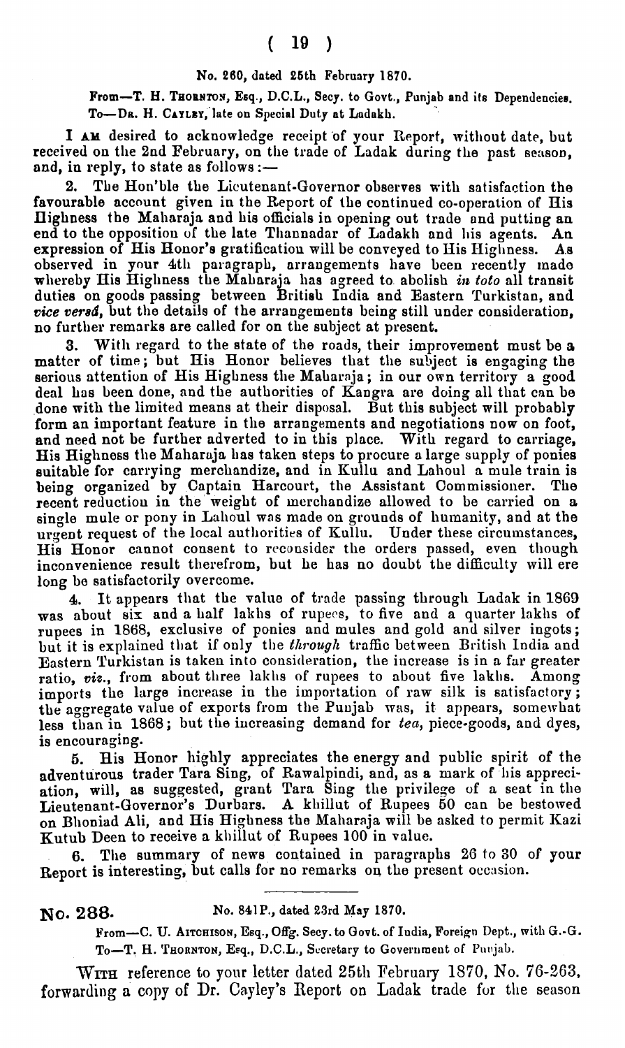No. 260, dated 25th February 1870.

From—T. H. THORNTON, Esq., D.C.L., Secy. to Govt., Punjab and its Dependencies.
To—DR. H. CAYLEY, late on Special Duty at Ladakh.

I AM desired to acknowledge receipt of your Report, without date, but received on the 2nd February, on the trade of Ladak during the past season, and, in reply, to state as follows:—

2. The Hon'ble the Lieutenant-Governor observes with satisfaction the favourable account given in the Report of the continued co-operation of His Highness the Maharaja and his officials in opening out trade and putting an end to the opposition of the late Thannadar of Ladakh and his agents. An expression of His Honor's gratification will be conveyed to His Highness. As observed in your 4th paragraph, arrangements have been recently made whereby His Highness the Maharaja has agreed to abolish *in toto* all transit duties on goods passing between British India and Eastern Turkistan, and *vice versâ*, but the details of the arrangements being still under consideration, no further remarks are called for on the subject at present.

3. With regard to the state of the roads, their improvement must be a matter of time; but His Honor believes that the subject is engaging the serious attention of His Highness the Maharaja; in our own territory a good deal has been done, and the authorities of Kangra are doing all that can be done with the limited means at their disposal. But this subject will probably form an important feature in the arrangements and negotiations now on foot, and need not be further adverted to in this place. With regard to carriage, His Highness the Maharaja has taken steps to procure a large supply of ponies suitable for carrying merchandize, and in Kullu and Lahoul a mule train is being organized by Captain Harcourt, the Assistant Commissioner. The recent reduction in the weight of merchandize allowed to be carried on a single mule or pony in Lahoul was made on grounds of humanity, and at the urgent request of the local authorities of Kullu. Under these circumstances, His Honor cannot consent to reconsider the orders passed, even though inconvenience result therefrom, but he has no doubt the difficulty will ere long be satisfactorily overcome.

4. It appears that the value of trade passing through Ladak in 1869 was about six and a half lakhs of rupees, to five and a quarter lakhs of rupees in 1868, exclusive of ponies and mules and gold and silver ingots; but it is explained that if only the *through* traffic between British India and Eastern Turkistan is taken into consideration, the increase is in a far greater ratio, *viz.*, from about three lakhs of rupees to about five lakhs. Among imports the large increase in the importation of raw silk is satisfactory; the aggregate value of exports from the Punjab was, it appears, somewhat less than in 1868; but the increasing demand for *tea*, piece-goods, and dyes, is encouraging.

5. His Honor highly appreciates the energy and public spirit of the adventurous trader Tara Sing, of Rawalpindi, and, as a mark of his appreciation, will, as suggested, grant Tara Sing the privilege of a seat in the Lieutenant-Governor's Durbars. A khillut of Rupees 50 can be bestowed on Bhoniad Ali, and His Highness the Maharaja will be asked to permit Kazi Kutub Deen to receive a khillut of Rupees 100 in value.

6. The summary of news contained in paragraphs 26 to 30 of your Report is interesting, but calls for no remarks on the present occasion.

---

**No. 288.** No. 841P., dated 23rd May 1870.

From—C. U. AITCHISON, Esq., Offg. Secy. to Govt. of India, Foreign Dept., with G.-G.
To—T. H. THORNTON, Esq., D.C.L., Secretary to Government of Punjab.

WITH reference to your letter dated 25th February 1870, No. 76-263, forwarding a copy of Dr. Cayley's Report on Ladak trade for the season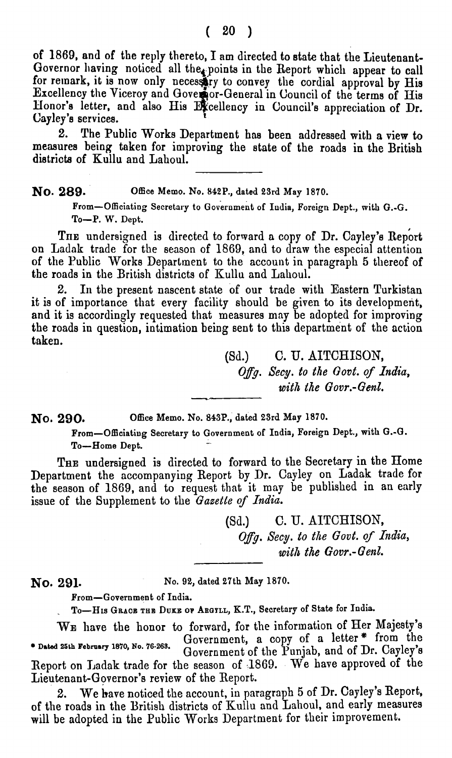of 1869, and of the reply thereto, I am directed to state that the Lieutenant-Governor having noticed all the points in the Report which appear to call for remark, it is now only necessary to convey the cordial approval by His Excellency the Viceroy and Governor-General in Council of the terms of His Honor's letter, and also His Excellency in Council's appreciation of Dr. Cayley's services.

2. The Public Works Department has been addressed with a view to measures being taken for improving the state of the roads in the British districts of Kullu and Lahoul.

---

**No. 289.** Office Memo. No. 842P., dated 23rd May 1870.

From—Officiating Secretary to Government of India, Foreign Dept., with G.-G.
To—P. W. Dept.

The undersigned is directed to forward a copy of Dr. Cayley's Report on Ladak trade for the season of 1869, and to draw the especial attention of the Public Works Department to the account in paragraph 5 thereof of the roads in the British districts of Kullu and Lahoul.

2. In the present nascent state of our trade with Eastern Turkistan it is of importance that every facility should be given to its development, and it is accordingly requested that measures may be adopted for improving the roads in question, intimation being sent to this department of the action taken.

(Sd.) C. U. AITCHISON,
*Offg. Secy. to the Govt. of India, with the Govr.-Genl.*

---

**No. 290.** Office Memo. No. 843P., dated 23rd May 1870.

From—Officiating Secretary to Government of India, Foreign Dept., with G.-G.
To—Home Dept.

The undersigned is directed to forward to the Secretary in the Home Department the accompanying Report by Dr. Cayley on Ladak trade for the season of 1869, and to request that it may be published in an early issue of the Supplement to the *Gazette of India*.

(Sd.) C. U. AITCHISON,
*Offg. Secy. to the Govt. of India, with the Govr.-Genl.*

---

**No. 291.** No. 92, dated 27th May 1870.

From—Government of India.
To—His Grace the Duke of Argyll, K.T., Secretary of State for India.

We have the honor to forward, for the information of Her Majesty's Government, a copy of a letter* from the Government of the Punjab, and of Dr. Cayley's Report on Ladak trade for the season of 1869. We have approved of the Lieutenant-Governor's review of the Report.

\* Dated 25th February 1870, No. 76-263.

2. We have noticed the account, in paragraph 5 of Dr. Cayley's Report, of the roads in the British districts of Kullu and Lahoul, and early measures will be adopted in the Public Works Department for their improvement.